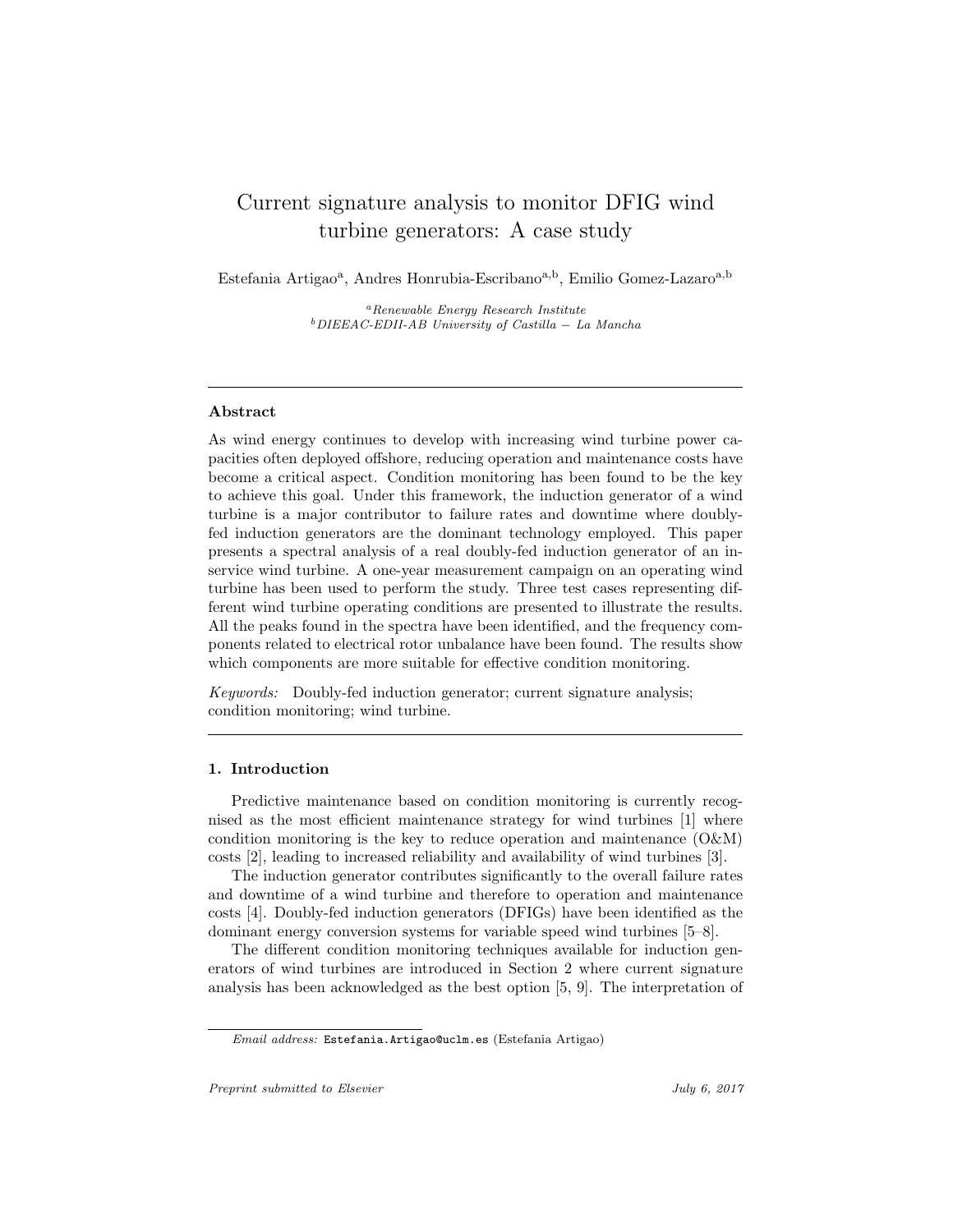# Current signature analysis to monitor DFIG wind turbine generators: A case study

Estefania Artigao[a], Andres Honrubia-Escribano[a,b], Emilio Gomez-Lazaro[a,b]

[a] *Renewable Energy Research Institute*
[b] *DIEEAC-EDII-AB University of Castilla – La Mancha*

---

### Abstract

As wind energy continues to develop with increasing wind turbine power capacities often deployed offshore, reducing operation and maintenance costs have become a critical aspect. Condition monitoring has been found to be the key to achieve this goal. Under this framework, the induction generator of a wind turbine is a major contributor to failure rates and downtime where doubly-fed induction generators are the dominant technology employed. This paper presents a spectral analysis of a real doubly-fed induction generator of an in-service wind turbine. A one-year measurement campaign on an operating wind turbine has been used to perform the study. Three test cases representing different wind turbine operating conditions are presented to illustrate the results. All the peaks found in the spectra have been identified, and the frequency components related to electrical rotor unbalance have been found. The results show which components are more suitable for effective condition monitoring.

*Keywords:* Doubly-fed induction generator; current signature analysis; condition monitoring; wind turbine.

---

## 1. Introduction

Predictive maintenance based on condition monitoring is currently recognised as the most efficient maintenance strategy for wind turbines [1] where condition monitoring is the key to reduce operation and maintenance (O&M) costs [2], leading to increased reliability and availability of wind turbines [3].

The induction generator contributes significantly to the overall failure rates and downtime of a wind turbine and therefore to operation and maintenance costs [4]. Doubly-fed induction generators (DFIGs) have been identified as the dominant energy conversion systems for variable speed wind turbines [5–8].

The different condition monitoring techniques available for induction generators of wind turbines are introduced in Section 2 where current signature analysis has been acknowledged as the best option [5, 9]. The interpretation of

*Email address:* Estefania.Artigao@uclm.es (Estefania Artigao)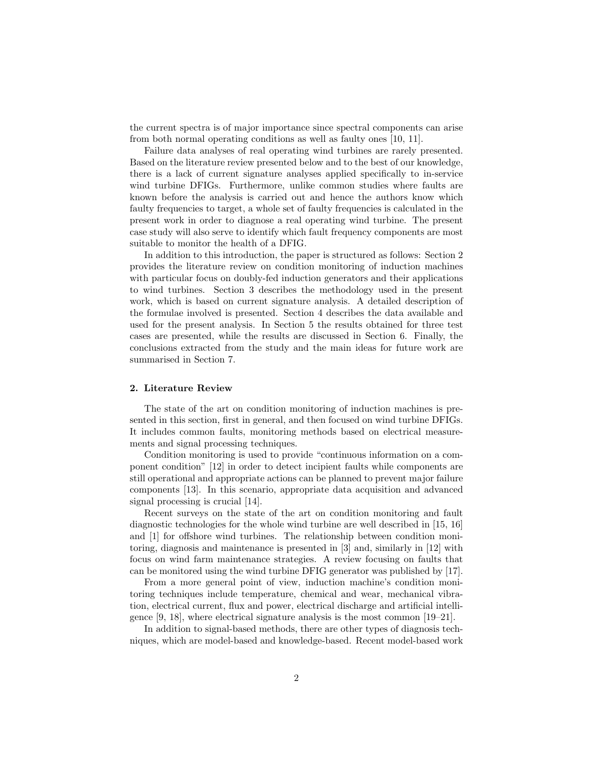the current spectra is of major importance since spectral components can arise from both normal operating conditions as well as faulty ones [10, 11].

Failure data analyses of real operating wind turbines are rarely presented. Based on the literature review presented below and to the best of our knowledge, there is a lack of current signature analyses applied specifically to in-service wind turbine DFIGs. Furthermore, unlike common studies where faults are known before the analysis is carried out and hence the authors know which faulty frequencies to target, a whole set of faulty frequencies is calculated in the present work in order to diagnose a real operating wind turbine. The present case study will also serve to identify which fault frequency components are most suitable to monitor the health of a DFIG.

In addition to this introduction, the paper is structured as follows: Section 2 provides the literature review on condition monitoring of induction machines with particular focus on doubly-fed induction generators and their applications to wind turbines. Section 3 describes the methodology used in the present work, which is based on current signature analysis. A detailed description of the formulae involved is presented. Section 4 describes the data available and used for the present analysis. In Section 5 the results obtained for three test cases are presented, while the results are discussed in Section 6. Finally, the conclusions extracted from the study and the main ideas for future work are summarised in Section 7.

## 2. Literature Review

The state of the art on condition monitoring of induction machines is presented in this section, first in general, and then focused on wind turbine DFIGs. It includes common faults, monitoring methods based on electrical measurements and signal processing techniques.

Condition monitoring is used to provide "continuous information on a component condition" [12] in order to detect incipient faults while components are still operational and appropriate actions can be planned to prevent major failure components [13]. In this scenario, appropriate data acquisition and advanced signal processing is crucial [14].

Recent surveys on the state of the art on condition monitoring and fault diagnostic technologies for the whole wind turbine are well described in [15, 16] and [1] for offshore wind turbines. The relationship between condition monitoring, diagnosis and maintenance is presented in [3] and, similarly in [12] with focus on wind farm maintenance strategies. A review focusing on faults that can be monitored using the wind turbine DFIG generator was published by [17].

From a more general point of view, induction machine's condition monitoring techniques include temperature, chemical and wear, mechanical vibration, electrical current, flux and power, electrical discharge and artificial intelligence [9, 18], where electrical signature analysis is the most common [19–21].

In addition to signal-based methods, there are other types of diagnosis techniques, which are model-based and knowledge-based. Recent model-based work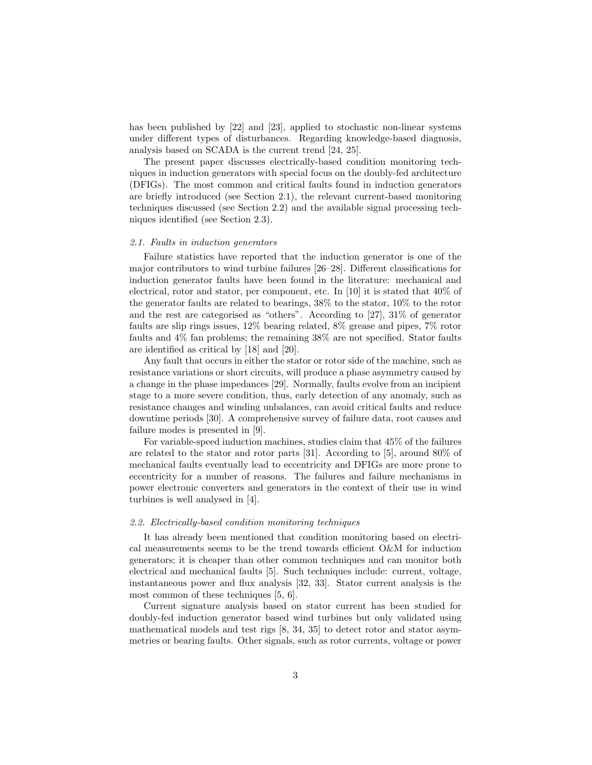has been published by [22] and [23], applied to stochastic non-linear systems under different types of disturbances. Regarding knowledge-based diagnosis, analysis based on SCADA is the current trend [24, 25].

The present paper discusses electrically-based condition monitoring techniques in induction generators with special focus on the doubly-fed architecture (DFIGs). The most common and critical faults found in induction generators are briefly introduced (see Section 2.1), the relevant current-based monitoring techniques discussed (see Section 2.2) and the available signal processing techniques identified (see Section 2.3).

### *2.1. Faults in induction generators*

Failure statistics have reported that the induction generator is one of the major contributors to wind turbine failures [26–28]. Different classifications for induction generator faults have been found in the literature: mechanical and electrical, rotor and stator, per component, etc. In [10] it is stated that 40% of the generator faults are related to bearings, 38% to the stator, 10% to the rotor and the rest are categorised as "others". According to [27], 31% of generator faults are slip rings issues, 12% bearing related, 8% grease and pipes, 7% rotor faults and 4% fan problems; the remaining 38% are not specified. Stator faults are identified as critical by [18] and [20].

Any fault that occurs in either the stator or rotor side of the machine, such as resistance variations or short circuits, will produce a phase asymmetry caused by a change in the phase impedances [29]. Normally, faults evolve from an incipient stage to a more severe condition, thus, early detection of any anomaly, such as resistance changes and winding unbalances, can avoid critical faults and reduce downtime periods [30]. A comprehensive survey of failure data, root causes and failure modes is presented in [9].

For variable-speed induction machines, studies claim that 45% of the failures are related to the stator and rotor parts [31]. According to [5], around 80% of mechanical faults eventually lead to eccentricity and DFIGs are more prone to eccentricity for a number of reasons. The failures and failure mechanisms in power electronic converters and generators in the context of their use in wind turbines is well analysed in [4].

### *2.2. Electrically-based condition monitoring techniques*

It has already been mentioned that condition monitoring based on electrical measurements seems to be the trend towards efficient O&M for induction generators; it is cheaper than other common techniques and can monitor both electrical and mechanical faults [5]. Such techniques include: current, voltage, instantaneous power and flux analysis [32, 33]. Stator current analysis is the most common of these techniques [5, 6].

Current signature analysis based on stator current has been studied for doubly-fed induction generator based wind turbines but only validated using mathematical models and test rigs [8, 34, 35] to detect rotor and stator asymmetries or bearing faults. Other signals, such as rotor currents, voltage or power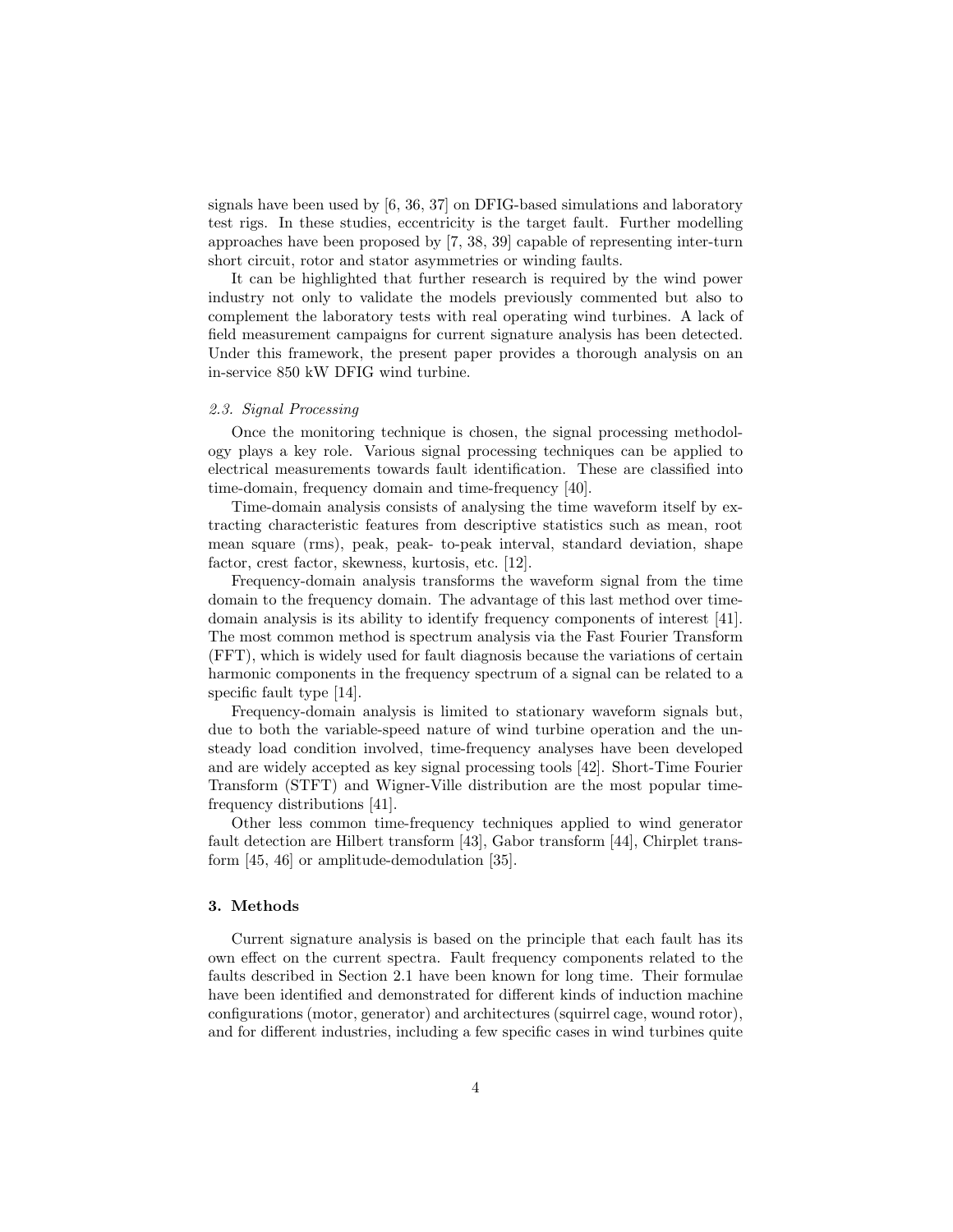signals have been used by [6, 36, 37] on DFIG-based simulations and laboratory test rigs. In these studies, eccentricity is the target fault. Further modelling approaches have been proposed by [7, 38, 39] capable of representing inter-turn short circuit, rotor and stator asymmetries or winding faults.

It can be highlighted that further research is required by the wind power industry not only to validate the models previously commented but also to complement the laboratory tests with real operating wind turbines. A lack of field measurement campaigns for current signature analysis has been detected. Under this framework, the present paper provides a thorough analysis on an in-service 850 kW DFIG wind turbine.

### *2.3. Signal Processing*

Once the monitoring technique is chosen, the signal processing methodology plays a key role. Various signal processing techniques can be applied to electrical measurements towards fault identification. These are classified into time-domain, frequency domain and time-frequency [40].

Time-domain analysis consists of analysing the time waveform itself by extracting characteristic features from descriptive statistics such as mean, root mean square (rms), peak, peak- to-peak interval, standard deviation, shape factor, crest factor, skewness, kurtosis, etc. [12].

Frequency-domain analysis transforms the waveform signal from the time domain to the frequency domain. The advantage of this last method over time-domain analysis is its ability to identify frequency components of interest [41]. The most common method is spectrum analysis via the Fast Fourier Transform (FFT), which is widely used for fault diagnosis because the variations of certain harmonic components in the frequency spectrum of a signal can be related to a specific fault type [14].

Frequency-domain analysis is limited to stationary waveform signals but, due to both the variable-speed nature of wind turbine operation and the unsteady load condition involved, time-frequency analyses have been developed and are widely accepted as key signal processing tools [42]. Short-Time Fourier Transform (STFT) and Wigner-Ville distribution are the most popular time-frequency distributions [41].

Other less common time-frequency techniques applied to wind generator fault detection are Hilbert transform [43], Gabor transform [44], Chirplet transform [45, 46] or amplitude-demodulation [35].

## 3. Methods

Current signature analysis is based on the principle that each fault has its own effect on the current spectra. Fault frequency components related to the faults described in Section 2.1 have been known for long time. Their formulae have been identified and demonstrated for different kinds of induction machine configurations (motor, generator) and architectures (squirrel cage, wound rotor), and for different industries, including a few specific cases in wind turbines quite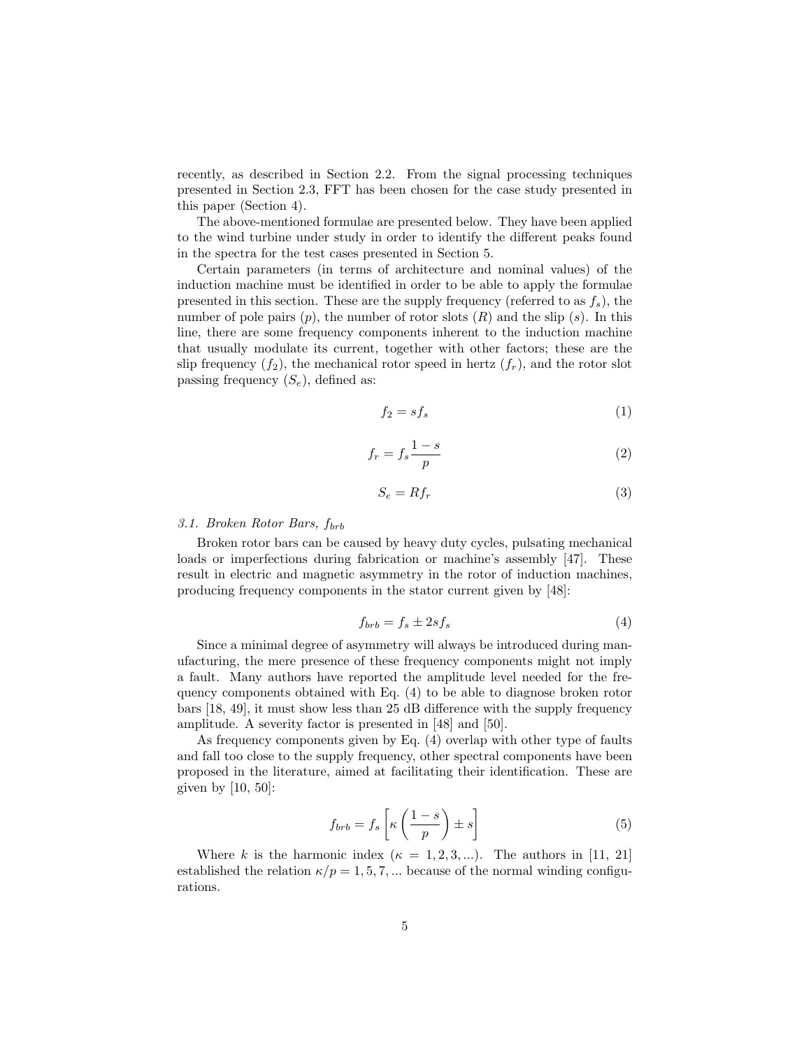recently, as described in Section 2.2. From the signal processing techniques presented in Section 2.3, FFT has been chosen for the case study presented in this paper (Section 4).

The above-mentioned formulae are presented below. They have been applied to the wind turbine under study in order to identify the different peaks found in the spectra for the test cases presented in Section 5.

Certain parameters (in terms of architecture and nominal values) of the induction machine must be identified in order to be able to apply the formulae presented in this section. These are the supply frequency (referred to as $f_s$), the number of pole pairs ($p$), the number of rotor slots ($R$) and the slip ($s$). In this line, there are some frequency components inherent to the induction machine that usually modulate its current, together with other factors; these are the slip frequency ($f_2$), the mechanical rotor speed in hertz ($f_r$), and the rotor slot passing frequency ($S_e$), defined as:

$$f_2 = sf_s \tag{1}$$

$$f_r = f_s \frac{1-s}{p} \tag{2}$$

$$S_e = Rf_r \tag{3}$$

### 3.1. Broken Rotor Bars, $f_{brb}$

Broken rotor bars can be caused by heavy duty cycles, pulsating mechanical loads or imperfections during fabrication or machine's assembly [47]. These result in electric and magnetic asymmetry in the rotor of induction machines, producing frequency components in the stator current given by [48]:

$$f_{brb} = f_s \pm 2sf_s \tag{4}$$

Since a minimal degree of asymmetry will always be introduced during manufacturing, the mere presence of these frequency components might not imply a fault. Many authors have reported the amplitude level needed for the frequency components obtained with Eq. (4) to be able to diagnose broken rotor bars [18, 49], it must show less than 25 dB difference with the supply frequency amplitude. A severity factor is presented in [48] and [50].

As frequency components given by Eq. (4) overlap with other type of faults and fall too close to the supply frequency, other spectral components have been proposed in the literature, aimed at facilitating their identification. These are given by [10, 50]:

$$f_{brb} = f_s \left[ \kappa \left( \frac{1-s}{p} \right) \pm s \right] \tag{5}$$

Where $k$ is the harmonic index ($\kappa = 1, 2, 3, ...$). The authors in [11, 21] established the relation $\kappa/p = 1, 5, 7, ...$ because of the normal winding configurations.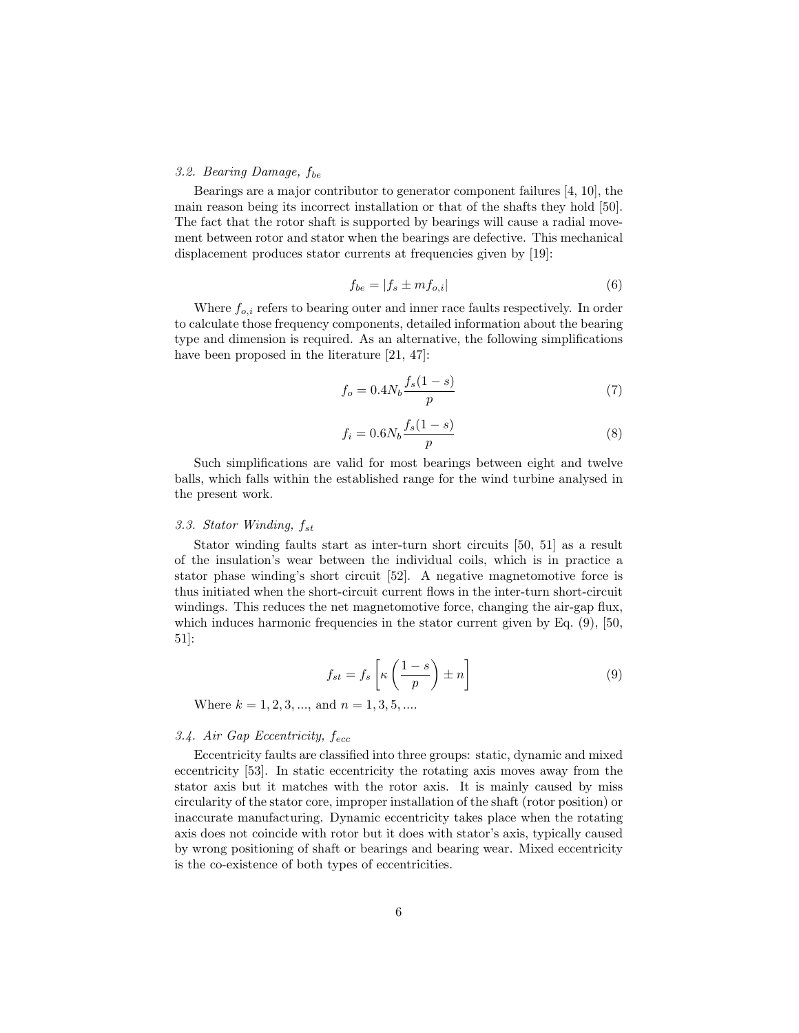### 3.2. Bearing Damage, $f_{be}$

Bearings are a major contributor to generator component failures [4, 10], the main reason being its incorrect installation or that of the shafts they hold [50]. The fact that the rotor shaft is supported by bearings will cause a radial movement between rotor and stator when the bearings are defective. This mechanical displacement produces stator currents at frequencies given by [19]:

$$f_{be} = |f_s \pm m f_{o,i}| \tag{6}$$

Where $f_{o,i}$ refers to bearing outer and inner race faults respectively. In order to calculate those frequency components, detailed information about the bearing type and dimension is required. As an alternative, the following simplifications have been proposed in the literature [21, 47]:

$$f_o = 0.4 N_b \frac{f_s(1-s)}{p} \tag{7}$$

$$f_i = 0.6 N_b \frac{f_s(1-s)}{p} \tag{8}$$

Such simplifications are valid for most bearings between eight and twelve balls, which falls within the established range for the wind turbine analysed in the present work.

### 3.3. Stator Winding, $f_{st}$

Stator winding faults start as inter-turn short circuits [50, 51] as a result of the insulation's wear between the individual coils, which is in practice a stator phase winding's short circuit [52]. A negative magnetomotive force is thus initiated when the short-circuit current flows in the inter-turn short-circuit windings. This reduces the net magnetomotive force, changing the air-gap flux, which induces harmonic frequencies in the stator current given by Eq. (9), [50, 51]:

$$f_{st} = f_s \left[ \kappa \left( \frac{1-s}{p} \right) \pm n \right] \tag{9}$$

Where $k = 1, 2, 3, ...$, and $n = 1, 3, 5, ...$.

### 3.4. Air Gap Eccentricity, $f_{ecc}$

Eccentricity faults are classified into three groups: static, dynamic and mixed eccentricity [53]. In static eccentricity the rotating axis moves away from the stator axis but it matches with the rotor axis. It is mainly caused by miss circularity of the stator core, improper installation of the shaft (rotor position) or inaccurate manufacturing. Dynamic eccentricity takes place when the rotating axis does not coincide with rotor but it does with stator's axis, typically caused by wrong positioning of shaft or bearings and bearing wear. Mixed eccentricity is the co-existence of both types of eccentricities.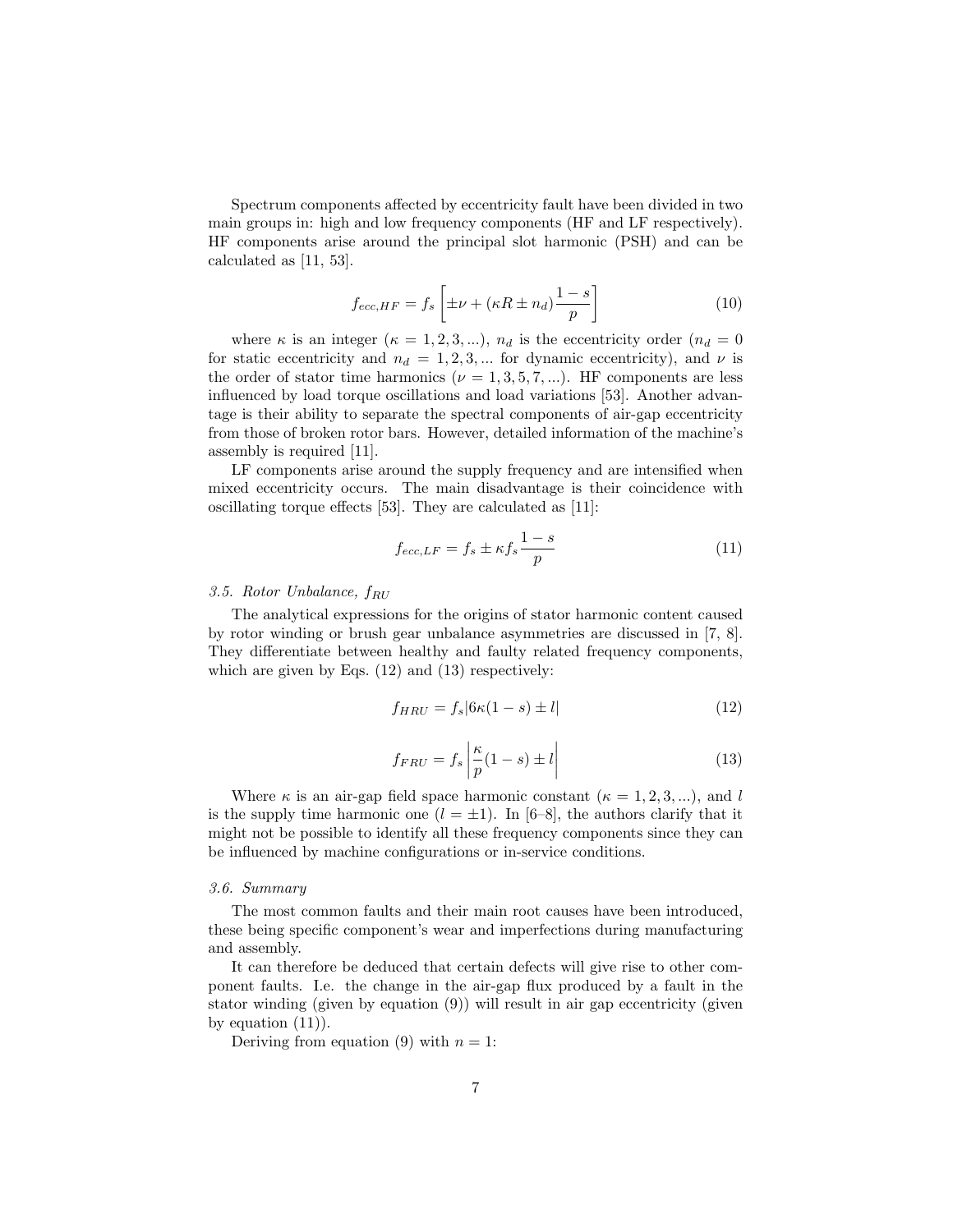Spectrum components affected by eccentricity fault have been divided in two main groups in: high and low frequency components (HF and LF respectively). HF components arise around the principal slot harmonic (PSH) and can be calculated as [11, 53].

$$f_{ecc,HF} = f_s \left[ \pm\nu + (\kappa R \pm n_d) \frac{1-s}{p} \right] \tag{10}$$

where $\kappa$ is an integer ($\kappa = 1, 2, 3, ...$), $n_d$ is the eccentricity order ($n_d = 0$ for static eccentricity and $n_d = 1, 2, 3, ...$ for dynamic eccentricity), and $\nu$ is the order of stator time harmonics ($\nu = 1, 3, 5, 7, ...$). HF components are less influenced by load torque oscillations and load variations [53]. Another advantage is their ability to separate the spectral components of air-gap eccentricity from those of broken rotor bars. However, detailed information of the machine's assembly is required [11].

LF components arise around the supply frequency and are intensified when mixed eccentricity occurs. The main disadvantage is their coincidence with oscillating torque effects [53]. They are calculated as [11]:

$$f_{ecc,LF} = f_s \pm \kappa f_s \frac{1-s}{p} \tag{11}$$

### *3.5. Rotor Unbalance, $f_{RU}$*

The analytical expressions for the origins of stator harmonic content caused by rotor winding or brush gear unbalance asymmetries are discussed in [7, 8]. They differentiate between healthy and faulty related frequency components, which are given by Eqs. (12) and (13) respectively:

$$f_{HRU} = f_s |6\kappa(1-s) \pm l| \tag{12}$$

$$f_{FRU} = f_s \left| \frac{\kappa}{p}(1-s) \pm l \right| \tag{13}$$

Where $\kappa$ is an air-gap field space harmonic constant ($\kappa = 1, 2, 3, ...$), and $l$ is the supply time harmonic one ($l = \pm 1$). In [6–8], the authors clarify that it might not be possible to identify all these frequency components since they can be influenced by machine configurations or in-service conditions.

### *3.6. Summary*

The most common faults and their main root causes have been introduced, these being specific component's wear and imperfections during manufacturing and assembly.

It can therefore be deduced that certain defects will give rise to other component faults. I.e. the change in the air-gap flux produced by a fault in the stator winding (given by equation (9)) will result in air gap eccentricity (given by equation (11)).

Deriving from equation (9) with $n = 1$: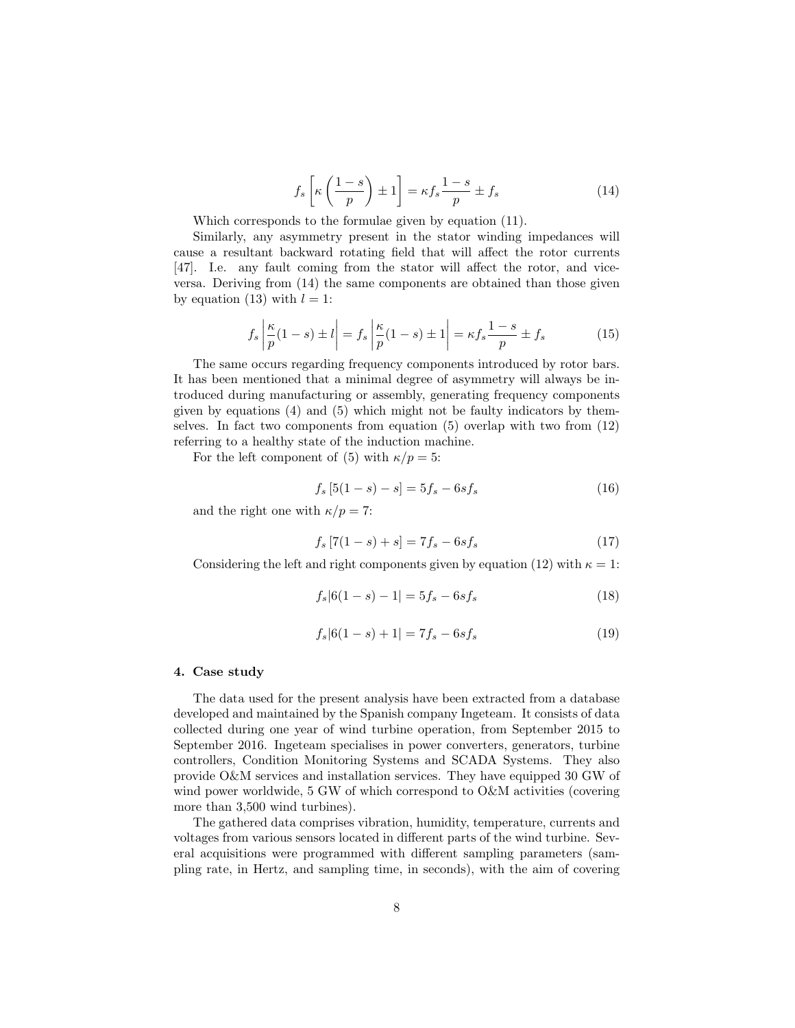$$f_s\left[\kappa\left(\frac{1-s}{p}\right)\pm 1\right] = \kappa f_s\frac{1-s}{p}\pm f_s \tag{14}$$

Which corresponds to the formulae given by equation (11).

Similarly, any asymmetry present in the stator winding impedances will cause a resultant backward rotating field that will affect the rotor currents [47]. I.e. any fault coming from the stator will affect the rotor, and vice-versa. Deriving from (14) the same components are obtained than those given by equation (13) with $l = 1$:

$$f_s\left|\frac{\kappa}{p}(1-s)\pm l\right| = f_s\left|\frac{\kappa}{p}(1-s)\pm 1\right| = \kappa f_s\frac{1-s}{p}\pm f_s \tag{15}$$

The same occurs regarding frequency components introduced by rotor bars. It has been mentioned that a minimal degree of asymmetry will always be introduced during manufacturing or assembly, generating frequency components given by equations (4) and (5) which might not be faulty indicators by themselves. In fact two components from equation (5) overlap with two from (12) referring to a healthy state of the induction machine.

For the left component of (5) with $\kappa/p = 5$:

$$f_s\left[5(1-s) - s\right] = 5f_s - 6sf_s \tag{16}$$

and the right one with $\kappa/p = 7$:

$$f_s\left[7(1-s) + s\right] = 7f_s - 6sf_s \tag{17}$$

Considering the left and right components given by equation (12) with $\kappa = 1$:

$$f_s|6(1-s) - 1| = 5f_s - 6sf_s \tag{18}$$

$$f_s|6(1-s) + 1| = 7f_s - 6sf_s \tag{19}$$

## 4. Case study

The data used for the present analysis have been extracted from a database developed and maintained by the Spanish company Ingeteam. It consists of data collected during one year of wind turbine operation, from September 2015 to September 2016. Ingeteam specialises in power converters, generators, turbine controllers, Condition Monitoring Systems and SCADA Systems. They also provide O&M services and installation services. They have equipped 30 GW of wind power worldwide, 5 GW of which correspond to O&M activities (covering more than 3,500 wind turbines).

The gathered data comprises vibration, humidity, temperature, currents and voltages from various sensors located in different parts of the wind turbine. Several acquisitions were programmed with different sampling parameters (sampling rate, in Hertz, and sampling time, in seconds), with the aim of covering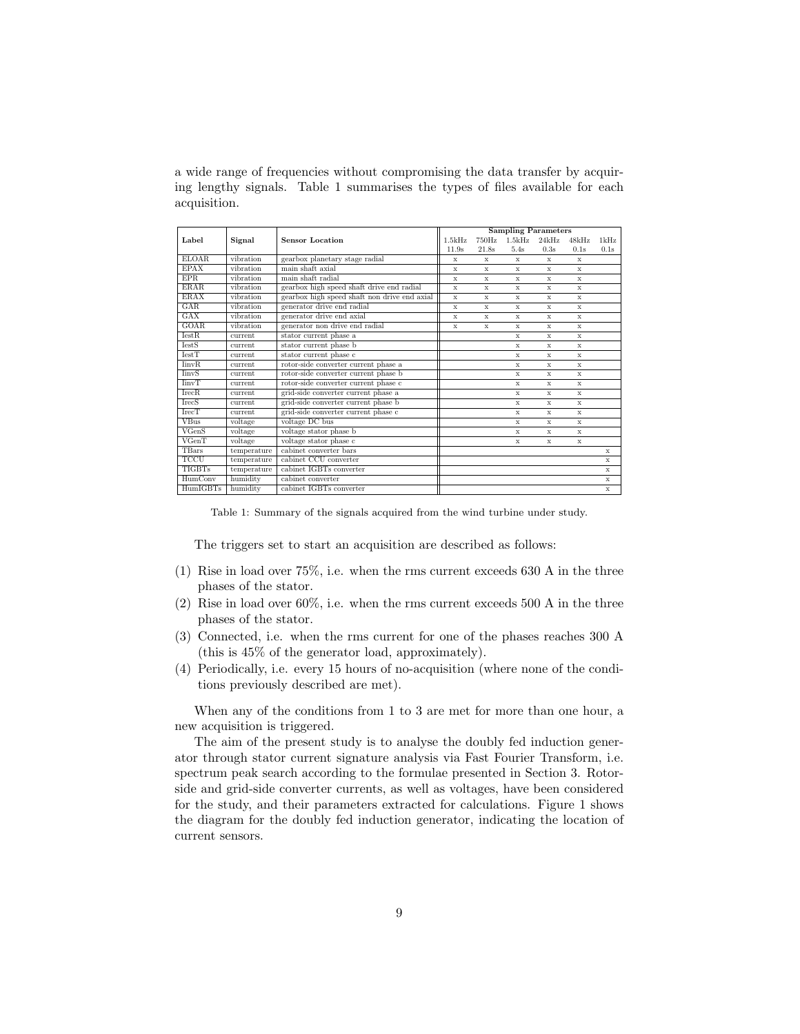a wide range of frequencies without compromising the data transfer by acquiring lengthy signals. Table 1 summarises the types of files available for each acquisition.

| Label | Signal | Sensor Location | Sampling Parameters | | | | | |
|---|---|---|---|---|---|---|---|---|
| | | | 1.5kHz 11.9s | 750Hz 21.8s | 1.5kHz 5.4s | 24kHz 0.3s | 48kHz 0.1s | 1kHz 0.1s |
| ELOAR | vibration | gearbox planetary stage radial | x | x | x | x | x | |
| EPAX | vibration | main shaft axial | x | x | x | x | x | |
| EPR | vibration | main shaft radial | x | x | x | x | x | |
| ERAR | vibration | gearbox high speed shaft drive end radial | x | x | x | x | x | |
| ERAX | vibration | gearbox high speed shaft non drive end axial | x | x | x | x | x | |
| GAR | vibration | generator drive end radial | x | x | x | x | x | |
| GAX | vibration | generator drive end axial | x | x | x | x | x | |
| GOAR | vibration | generator non drive end radial | x | x | x | x | x | |
| IestR | current | stator current phase a | | | x | x | x | |
| IestS | current | stator current phase b | | | x | x | x | |
| IestT | current | stator current phase c | | | x | x | x | |
| IinvR | current | rotor-side converter current phase a | | | x | x | x | |
| IinvS | current | rotor-side converter current phase b | | | x | x | x | |
| IinvT | current | rotor-side converter current phase c | | | x | x | x | |
| IrecR | current | grid-side converter current phase a | | | x | x | x | |
| IrecS | current | grid-side converter current phase b | | | x | x | x | |
| IrecT | current | grid-side converter current phase c | | | x | x | x | |
| VBus | voltage | voltage DC bus | | | x | x | x | |
| VGenS | voltage | voltage stator phase b | | | x | x | x | |
| VGenT | voltage | voltage stator phase c | | | x | x | x | |
| TBars | temperature | cabinet converter bars | | | | | | x |
| TCCU | temperature | cabinet CCU converter | | | | | | x |
| TIGBTs | temperature | cabinet IGBTs converter | | | | | | x |
| HumConv | humidity | cabinet converter | | | | | | x |
| HumIGBTs | humidity | cabinet IGBTs converter | | | | | | x |

Table 1: Summary of the signals acquired from the wind turbine under study.

The triggers set to start an acquisition are described as follows:

(1) Rise in load over 75%, i.e. when the rms current exceeds 630 A in the three phases of the stator.

(2) Rise in load over 60%, i.e. when the rms current exceeds 500 A in the three phases of the stator.

(3) Connected, i.e. when the rms current for one of the phases reaches 300 A (this is 45% of the generator load, approximately).

(4) Periodically, i.e. every 15 hours of no-acquisition (where none of the conditions previously described are met).

When any of the conditions from 1 to 3 are met for more than one hour, a new acquisition is triggered.

The aim of the present study is to analyse the doubly fed induction generator through stator current signature analysis via Fast Fourier Transform, i.e. spectrum peak search according to the formulae presented in Section 3. Rotor-side and grid-side converter currents, as well as voltages, have been considered for the study, and their parameters extracted for calculations. Figure 1 shows the diagram for the doubly fed induction generator, indicating the location of current sensors.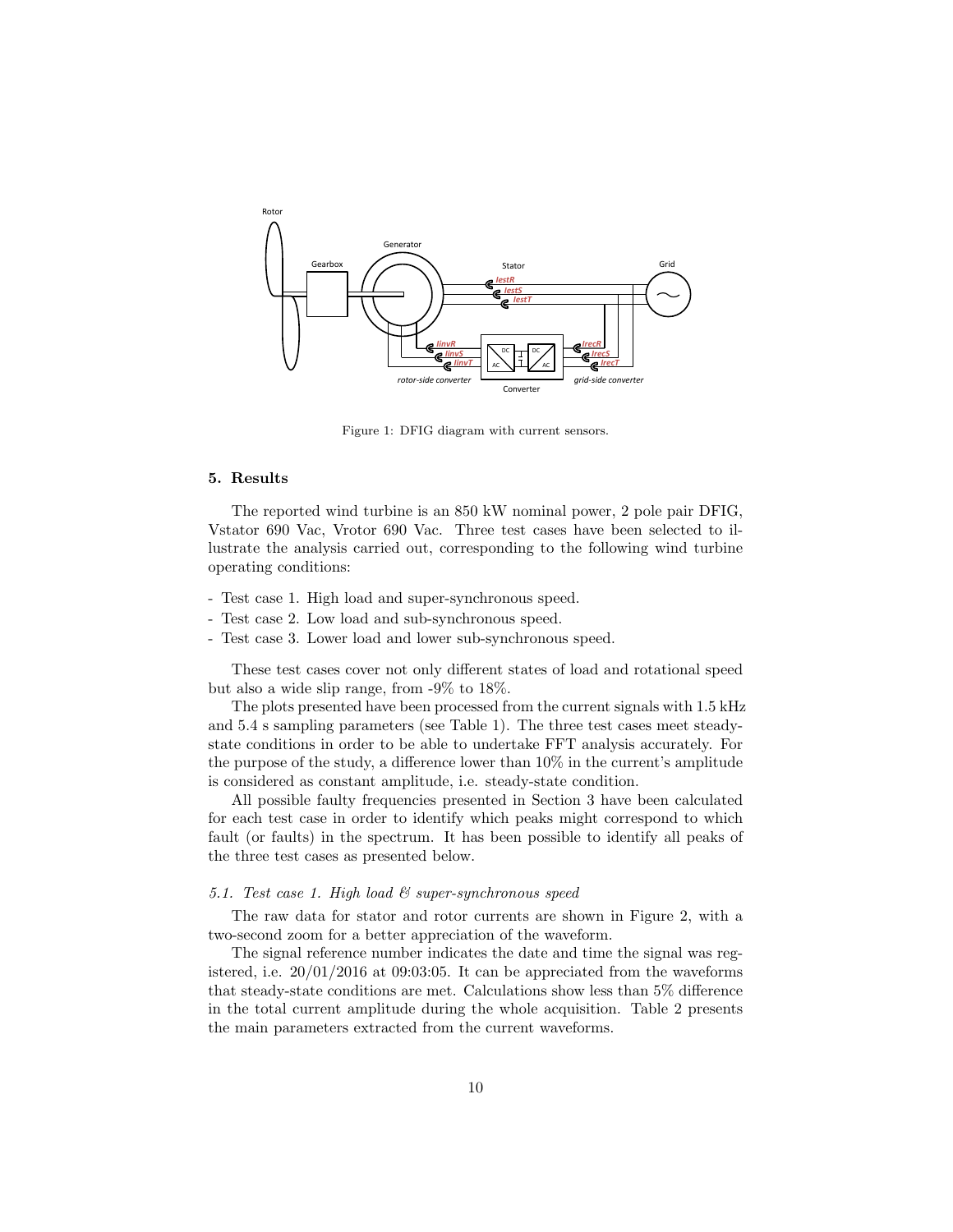Figure 1: DFIG diagram with current sensors.

## 5. Results

The reported wind turbine is an 850 kW nominal power, 2 pole pair DFIG, Vstator 690 Vac, Vrotor 690 Vac. Three test cases have been selected to illustrate the analysis carried out, corresponding to the following wind turbine operating conditions:

- Test case 1. High load and super-synchronous speed.
- Test case 2. Low load and sub-synchronous speed.
- Test case 3. Lower load and lower sub-synchronous speed.

These test cases cover not only different states of load and rotational speed but also a wide slip range, from -9% to 18%.

The plots presented have been processed from the current signals with 1.5 kHz and 5.4 s sampling parameters (see Table 1). The three test cases meet steady-state conditions in order to be able to undertake FFT analysis accurately. For the purpose of the study, a difference lower than 10% in the current's amplitude is considered as constant amplitude, i.e. steady-state condition.

All possible faulty frequencies presented in Section 3 have been calculated for each test case in order to identify which peaks might correspond to which fault (or faults) in the spectrum. It has been possible to identify all peaks of the three test cases as presented below.

### *5.1. Test case 1. High load & super-synchronous speed*

The raw data for stator and rotor currents are shown in Figure 2, with a two-second zoom for a better appreciation of the waveform.

The signal reference number indicates the date and time the signal was registered, i.e. 20/01/2016 at 09:03:05. It can be appreciated from the waveforms that steady-state conditions are met. Calculations show less than 5% difference in the total current amplitude during the whole acquisition. Table 2 presents the main parameters extracted from the current waveforms.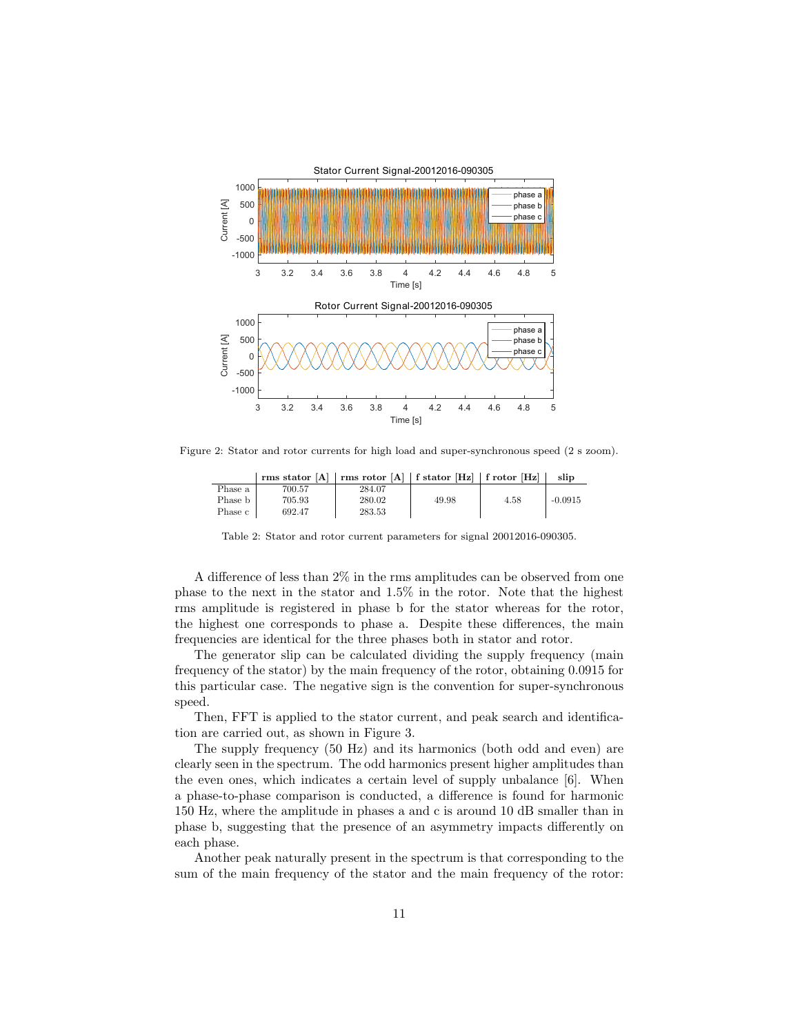Figure 2: Stator and rotor currents for high load and super-synchronous speed (2 s zoom).

| | rms stator [A] | rms rotor [A] | f stator [Hz] | f rotor [Hz] | slip |
|---|---|---|---|---|---|
| Phase a | 700.57 | 284.07 | | | |
| Phase b | 705.93 | 280.02 | 49.98 | 4.58 | -0.0915 |
| Phase c | 692.47 | 283.53 | | | |

Table 2: Stator and rotor current parameters for signal 20012016-090305.

A difference of less than 2% in the rms amplitudes can be observed from one phase to the next in the stator and 1.5% in the rotor. Note that the highest rms amplitude is registered in phase b for the stator whereas for the rotor, the highest one corresponds to phase a. Despite these differences, the main frequencies are identical for the three phases both in stator and rotor.

The generator slip can be calculated dividing the supply frequency (main frequency of the stator) by the main frequency of the rotor, obtaining 0.0915 for this particular case. The negative sign is the convention for super-synchronous speed.

Then, FFT is applied to the stator current, and peak search and identification are carried out, as shown in Figure 3.

The supply frequency (50 Hz) and its harmonics (both odd and even) are clearly seen in the spectrum. The odd harmonics present higher amplitudes than the even ones, which indicates a certain level of supply unbalance [6]. When a phase-to-phase comparison is conducted, a difference is found for harmonic 150 Hz, where the amplitude in phases a and c is around 10 dB smaller than in phase b, suggesting that the presence of an asymmetry impacts differently on each phase.

Another peak naturally present in the spectrum is that corresponding to the sum of the main frequency of the stator and the main frequency of the rotor: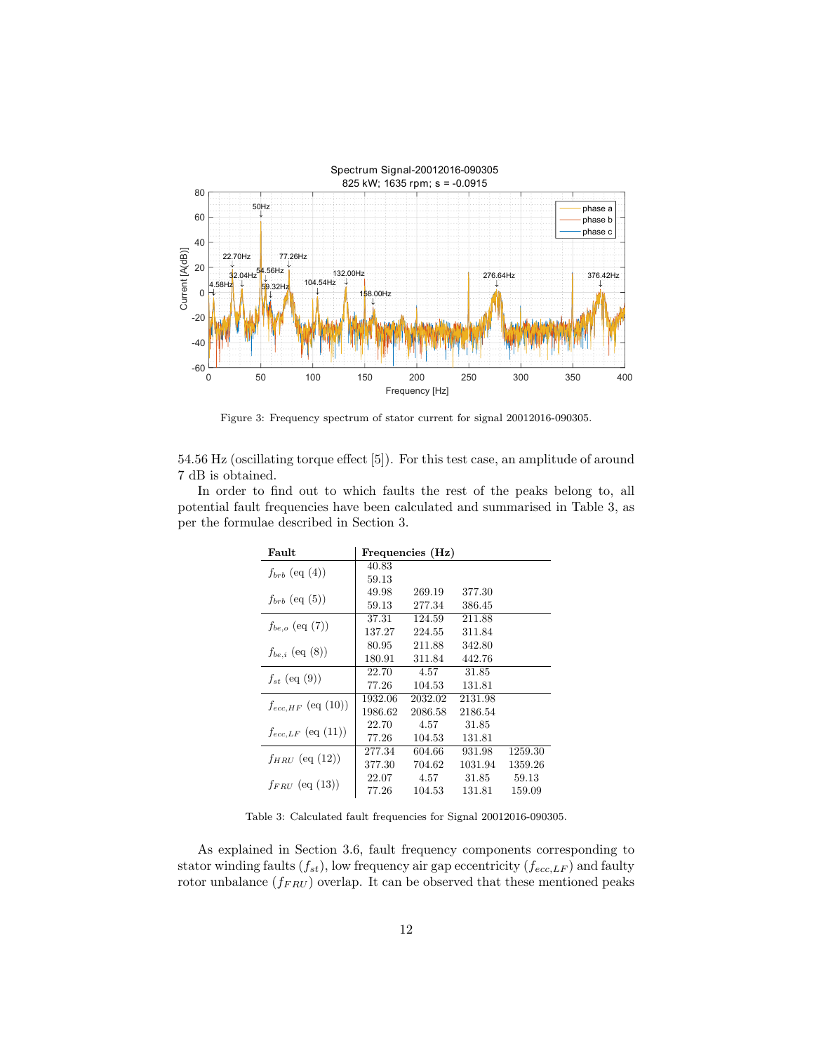Figure 3: Frequency spectrum of stator current for signal 20012016-090305.

54.56 Hz (oscillating torque effect [5]). For this test case, an amplitude of around 7 dB is obtained.

In order to find out to which faults the rest of the peaks belong to, all potential fault frequencies have been calculated and summarised in Table 3, as per the formulae described in Section 3.

| Fault | Frequencies (Hz) | | | |
|---|---|---|---|---|
| $f_{brb}$ (eq (4)) | 40.83 | | | |
| | 59.13 | | | |
| $f_{brb}$ (eq (5)) | 49.98 | 269.19 | 377.30 | |
| | 59.13 | 277.34 | 386.45 | |
| $f_{be,o}$ (eq (7)) | 37.31 | 124.59 | 211.88 | |
| | 137.27 | 224.55 | 311.84 | |
| $f_{be,i}$ (eq (8)) | 80.95 | 211.88 | 342.80 | |
| | 180.91 | 311.84 | 442.76 | |
| $f_{st}$ (eq (9)) | 22.70 | 4.57 | 31.85 | |
| | 77.26 | 104.53 | 131.81 | |
| $f_{ecc,HF}$ (eq (10)) | 1932.06 | 2032.02 | 2131.98 | |
| | 1986.62 | 2086.58 | 2186.54 | |
| $f_{ecc,LF}$ (eq (11)) | 22.70 | 4.57 | 31.85 | |
| | 77.26 | 104.53 | 131.81 | |
| $f_{HRU}$ (eq (12)) | 277.34 | 604.66 | 931.98 | 1259.30 |
| | 377.30 | 704.62 | 1031.94 | 1359.26 |
| $f_{FRU}$ (eq (13)) | 22.07 | 4.57 | 31.85 | 59.13 |
| | 77.26 | 104.53 | 131.81 | 159.09 |

Table 3: Calculated fault frequencies for Signal 20012016-090305.

As explained in Section 3.6, fault frequency components corresponding to stator winding faults ($f_{st}$), low frequency air gap eccentricity ($f_{ecc,LF}$) and faulty rotor unbalance ($f_{FRU}$) overlap. It can be observed that these mentioned peaks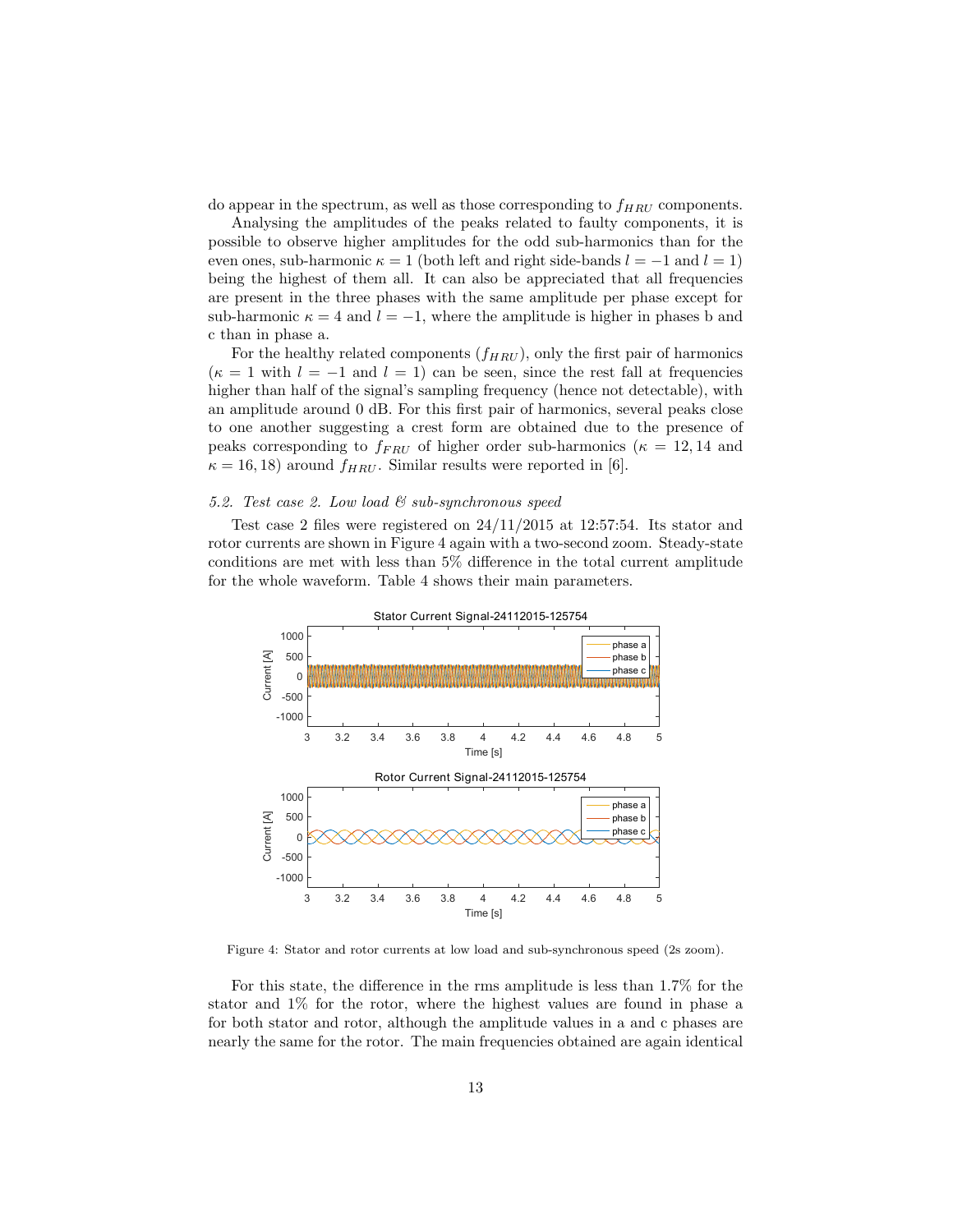do appear in the spectrum, as well as those corresponding to $f_{HRU}$ components.

Analysing the amplitudes of the peaks related to faulty components, it is possible to observe higher amplitudes for the odd sub-harmonics than for the even ones, sub-harmonic $\kappa = 1$ (both left and right side-bands $l = -1$ and $l = 1$) being the highest of them all. It can also be appreciated that all frequencies are present in the three phases with the same amplitude per phase except for sub-harmonic $\kappa = 4$ and $l = -1$, where the amplitude is higher in phases b and c than in phase a.

For the healthy related components ($f_{HRU}$), only the first pair of harmonics ($\kappa = 1$ with $l = -1$ and $l = 1$) can be seen, since the rest fall at frequencies higher than half of the signal's sampling frequency (hence not detectable), with an amplitude around 0 dB. For this first pair of harmonics, several peaks close to one another suggesting a crest form are obtained due to the presence of peaks corresponding to $f_{FRU}$ of higher order sub-harmonics ($\kappa = 12, 14$ and $\kappa = 16, 18$) around $f_{HRU}$. Similar results were reported in [6].

### *5.2. Test case 2. Low load & sub-synchronous speed*

Test case 2 files were registered on 24/11/2015 at 12:57:54. Its stator and rotor currents are shown in Figure 4 again with a two-second zoom. Steady-state conditions are met with less than 5% difference in the total current amplitude for the whole waveform. Table 4 shows their main parameters.

Figure 4: Stator and rotor currents at low load and sub-synchronous speed (2s zoom).

For this state, the difference in the rms amplitude is less than 1.7% for the stator and 1% for the rotor, where the highest values are found in phase a for both stator and rotor, although the amplitude values in a and c phases are nearly the same for the rotor. The main frequencies obtained are again identical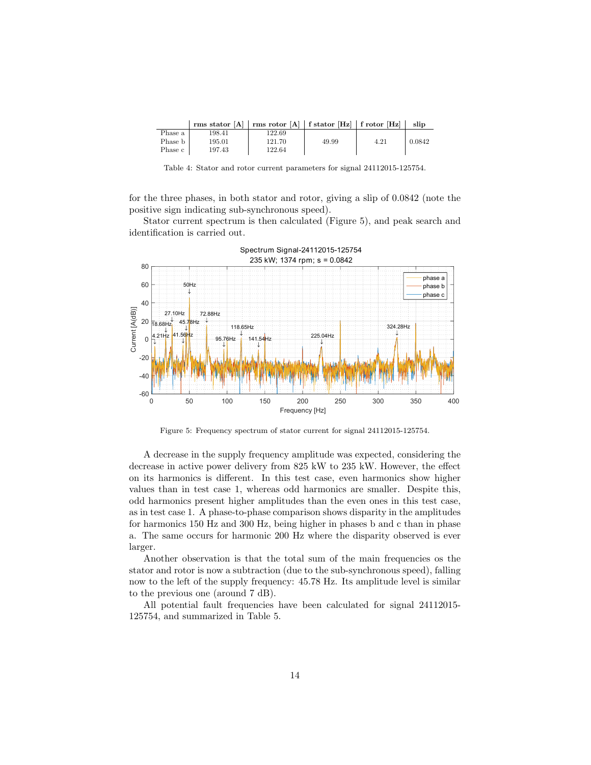|  | rms stator [A] | rms rotor [A] | f stator [Hz] | f rotor [Hz] | slip |
|---|---|---|---|---|---|
| Phase a | 198.41 | 122.69 |  |  |  |
| Phase b | 195.01 | 121.70 | 49.99 | 4.21 | 0.0842 |
| Phase c | 197.43 | 122.64 |  |  |  |

Table 4: Stator and rotor current parameters for signal 24112015-125754.

for the three phases, in both stator and rotor, giving a slip of 0.0842 (note the positive sign indicating sub-synchronous speed).

Stator current spectrum is then calculated (Figure 5), and peak search and identification is carried out.

Figure 5: Frequency spectrum of stator current for signal 24112015-125754.

A decrease in the supply frequency amplitude was expected, considering the decrease in active power delivery from 825 kW to 235 kW. However, the effect on its harmonics is different. In this test case, even harmonics show higher values than in test case 1, whereas odd harmonics are smaller. Despite this, odd harmonics present higher amplitudes than the even ones in this test case, as in test case 1. A phase-to-phase comparison shows disparity in the amplitudes for harmonics 150 Hz and 300 Hz, being higher in phases b and c than in phase a. The same occurs for harmonic 200 Hz where the disparity observed is ever larger.

Another observation is that the total sum of the main frequencies os the stator and rotor is now a subtraction (due to the sub-synchronous speed), falling now to the left of the supply frequency: 45.78 Hz. Its amplitude level is similar to the previous one (around 7 dB).

All potential fault frequencies have been calculated for signal 24112015-125754, and summarized in Table 5.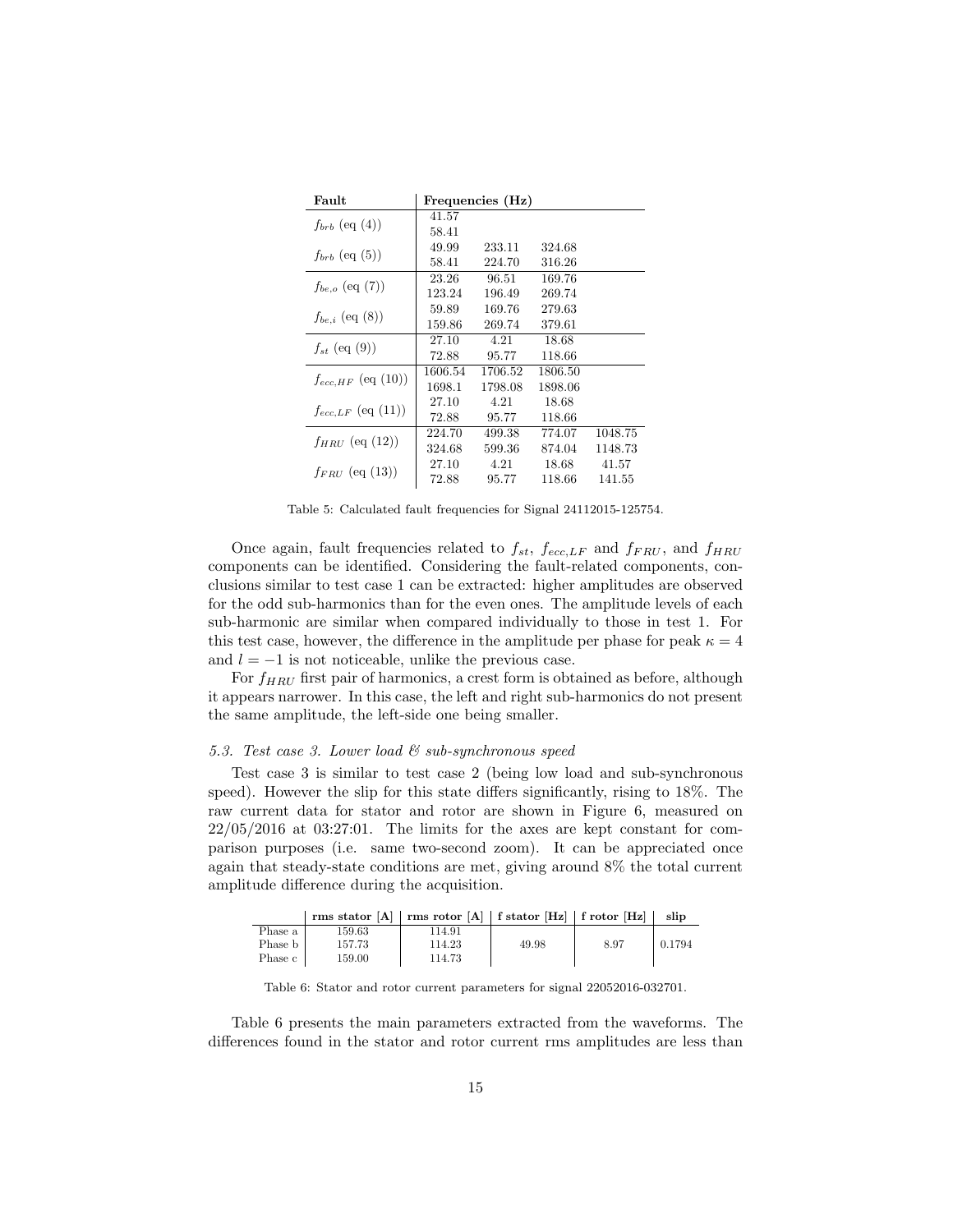| Fault | Frequencies (Hz) | | | |
|---|---|---|---|---|
| $f_{brb}$ (eq (4)) | 41.57 | | | |
| | 58.41 | | | |
| $f_{brb}$ (eq (5)) | 49.99 | 233.11 | 324.68 | |
| | 58.41 | 224.70 | 316.26 | |
| $f_{be,o}$ (eq (7)) | 23.26 | 96.51 | 169.76 | |
| | 123.24 | 196.49 | 269.74 | |
| $f_{be,i}$ (eq (8)) | 59.89 | 169.76 | 279.63 | |
| | 159.86 | 269.74 | 379.61 | |
| $f_{st}$ (eq (9)) | 27.10 | 4.21 | 18.68 | |
| | 72.88 | 95.77 | 118.66 | |
| $f_{ecc,HF}$ (eq (10)) | 1606.54 | 1706.52 | 1806.50 | |
| | 1698.1 | 1798.08 | 1898.06 | |
| $f_{ecc,LF}$ (eq (11)) | 27.10 | 4.21 | 18.68 | |
| | 72.88 | 95.77 | 118.66 | |
| $f_{HRU}$ (eq (12)) | 224.70 | 499.38 | 774.07 | 1048.75 |
| | 324.68 | 599.36 | 874.04 | 1148.73 |
| $f_{FRU}$ (eq (13)) | 27.10 | 4.21 | 18.68 | 41.57 |
| | 72.88 | 95.77 | 118.66 | 141.55 |

Table 5: Calculated fault frequencies for Signal 24112015-125754.

Once again, fault frequencies related to $f_{st}$, $f_{ecc,LF}$ and $f_{FRU}$, and $f_{HRU}$ components can be identified. Considering the fault-related components, conclusions similar to test case 1 can be extracted: higher amplitudes are observed for the odd sub-harmonics than for the even ones. The amplitude levels of each sub-harmonic are similar when compared individually to those in test 1. For this test case, however, the difference in the amplitude per phase for peak $\kappa = 4$ and $l = -1$ is not noticeable, unlike the previous case.

For $f_{HRU}$ first pair of harmonics, a crest form is obtained as before, although it appears narrower. In this case, the left and right sub-harmonics do not present the same amplitude, the left-side one being smaller.

### *5.3. Test case 3. Lower load & sub-synchronous speed*

Test case 3 is similar to test case 2 (being low load and sub-synchronous speed). However the slip for this state differs significantly, rising to 18%. The raw current data for stator and rotor are shown in Figure 6, measured on 22/05/2016 at 03:27:01. The limits for the axes are kept constant for comparison purposes (i.e. same two-second zoom). It can be appreciated once again that steady-state conditions are met, giving around 8% the total current amplitude difference during the acquisition.

| | rms stator [A] | rms rotor [A] | f stator [Hz] | f rotor [Hz] | slip |
|---|---|---|---|---|---|
| Phase a | 159.63 | 114.91 | | | |
| Phase b | 157.73 | 114.23 | 49.98 | 8.97 | 0.1794 |
| Phase c | 159.00 | 114.73 | | | |

Table 6: Stator and rotor current parameters for signal 22052016-032701.

Table 6 presents the main parameters extracted from the waveforms. The differences found in the stator and rotor current rms amplitudes are less than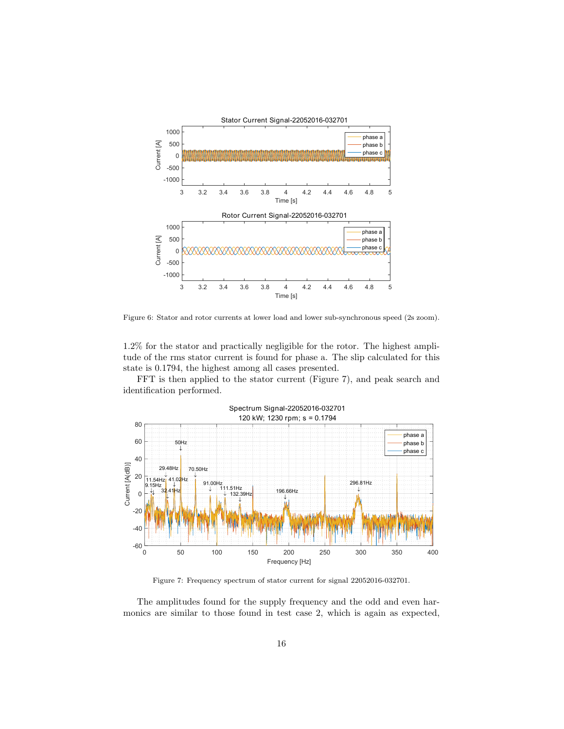Figure 6: Stator and rotor currents at lower load and lower sub-synchronous speed (2s zoom).

1.2% for the stator and practically negligible for the rotor. The highest amplitude of the rms stator current is found for phase a. The slip calculated for this state is 0.1794, the highest among all cases presented.

FFT is then applied to the stator current (Figure 7), and peak search and identification performed.

Figure 7: Frequency spectrum of stator current for signal 22052016-032701.

The amplitudes found for the supply frequency and the odd and even harmonics are similar to those found in test case 2, which is again as expected,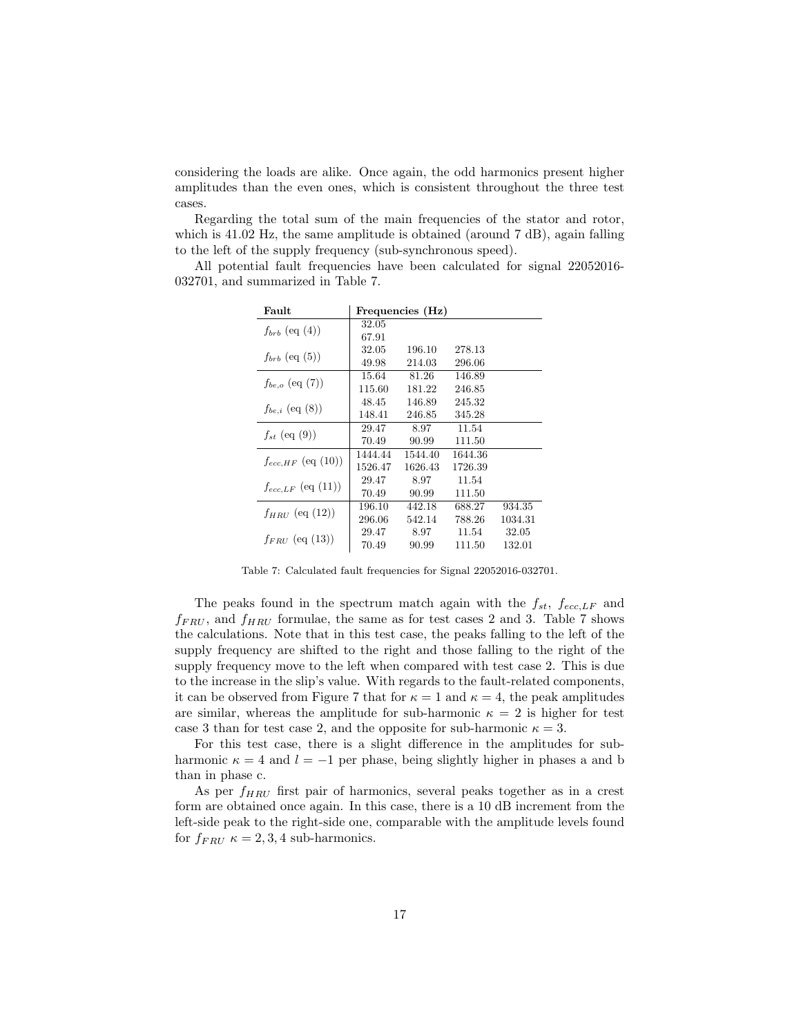considering the loads are alike. Once again, the odd harmonics present higher amplitudes than the even ones, which is consistent throughout the three test cases.

Regarding the total sum of the main frequencies of the stator and rotor, which is 41.02 Hz, the same amplitude is obtained (around 7 dB), again falling to the left of the supply frequency (sub-synchronous speed).

All potential fault frequencies have been calculated for signal 22052016-032701, and summarized in Table 7.

| **Fault** | **Frequencies (Hz)** | | | |
|---|---|---|---|---|
| $f_{brb}$ (eq (4)) | 32.05 | | | |
| | 67.91 | | | |
| $f_{brb}$ (eq (5)) | 32.05 | 196.10 | 278.13 | |
| | 49.98 | 214.03 | 296.06 | |
| $f_{be,o}$ (eq (7)) | 15.64 | 81.26 | 146.89 | |
| | 115.60 | 181.22 | 246.85 | |
| $f_{be,i}$ (eq (8)) | 48.45 | 146.89 | 245.32 | |
| | 148.41 | 246.85 | 345.28 | |
| $f_{st}$ (eq (9)) | 29.47 | 8.97 | 11.54 | |
| | 70.49 | 90.99 | 111.50 | |
| $f_{ecc,HF}$ (eq (10)) | 1444.44 | 1544.40 | 1644.36 | |
| | 1526.47 | 1626.43 | 1726.39 | |
| $f_{ecc,LF}$ (eq (11)) | 29.47 | 8.97 | 11.54 | |
| | 70.49 | 90.99 | 111.50 | |
| $f_{HRU}$ (eq (12)) | 196.10 | 442.18 | 688.27 | 934.35 |
| | 296.06 | 542.14 | 788.26 | 1034.31 |
| $f_{FRU}$ (eq (13)) | 29.47 | 8.97 | 11.54 | 32.05 |
| | 70.49 | 90.99 | 111.50 | 132.01 |

Table 7: Calculated fault frequencies for Signal 22052016-032701.

The peaks found in the spectrum match again with the $f_{st}$, $f_{ecc,LF}$ and $f_{FRU}$, and $f_{HRU}$ formulae, the same as for test cases 2 and 3. Table 7 shows the calculations. Note that in this test case, the peaks falling to the left of the supply frequency are shifted to the right and those falling to the right of the supply frequency move to the left when compared with test case 2. This is due to the increase in the slip's value. With regards to the fault-related components, it can be observed from Figure 7 that for $\kappa = 1$ and $\kappa = 4$, the peak amplitudes are similar, whereas the amplitude for sub-harmonic $\kappa = 2$ is higher for test case 3 than for test case 2, and the opposite for sub-harmonic $\kappa = 3$.

For this test case, there is a slight difference in the amplitudes for sub-harmonic $\kappa = 4$ and $l = -1$ per phase, being slightly higher in phases a and b than in phase c.

As per $f_{HRU}$ first pair of harmonics, several peaks together as in a crest form are obtained once again. In this case, there is a 10 dB increment from the left-side peak to the right-side one, comparable with the amplitude levels found for $f_{FRU}$ $\kappa = 2, 3, 4$ sub-harmonics.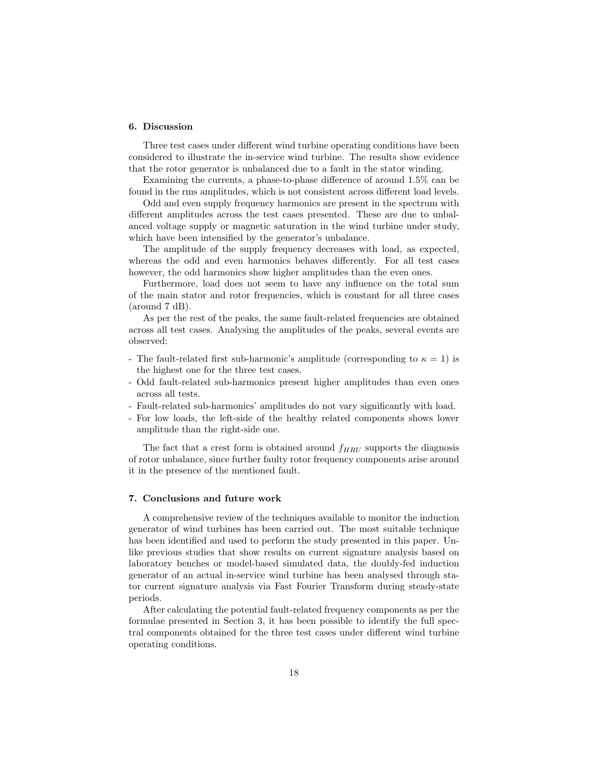## 6. Discussion

Three test cases under different wind turbine operating conditions have been considered to illustrate the in-service wind turbine. The results show evidence that the rotor generator is unbalanced due to a fault in the stator winding.

Examining the currents, a phase-to-phase difference of around 1.5% can be found in the rms amplitudes, which is not consistent across different load levels.

Odd and even supply frequency harmonics are present in the spectrum with different amplitudes across the test cases presented. These are due to unbalanced voltage supply or magnetic saturation in the wind turbine under study, which have been intensified by the generator's unbalance.

The amplitude of the supply frequency decreases with load, as expected, whereas the odd and even harmonics behaves differently. For all test cases however, the odd harmonics show higher amplitudes than the even ones.

Furthermore, load does not seem to have any influence on the total sum of the main stator and rotor frequencies, which is constant for all three cases (around 7 dB).

As per the rest of the peaks, the same fault-related frequencies are obtained across all test cases. Analysing the amplitudes of the peaks, several events are observed:

- The fault-related first sub-harmonic's amplitude (corresponding to $\kappa = 1$) is the highest one for the three test cases.
- Odd fault-related sub-harmonics present higher amplitudes than even ones across all tests.
- Fault-related sub-harmonics' amplitudes do not vary significantly with load.
- For low loads, the left-side of the healthy related components shows lower amplitude than the right-side one.

The fact that a crest form is obtained around $f_{HRU}$ supports the diagnosis of rotor unbalance, since further faulty rotor frequency components arise around it in the presence of the mentioned fault.

## 7. Conclusions and future work

A comprehensive review of the techniques available to monitor the induction generator of wind turbines has been carried out. The most suitable technique has been identified and used to perform the study presented in this paper. Unlike previous studies that show results on current signature analysis based on laboratory benches or model-based simulated data, the doubly-fed induction generator of an actual in-service wind turbine has been analysed through stator current signature analysis via Fast Fourier Transform during steady-state periods.

After calculating the potential fault-related frequency components as per the formulae presented in Section 3, it has been possible to identify the full spectral components obtained for the three test cases under different wind turbine operating conditions.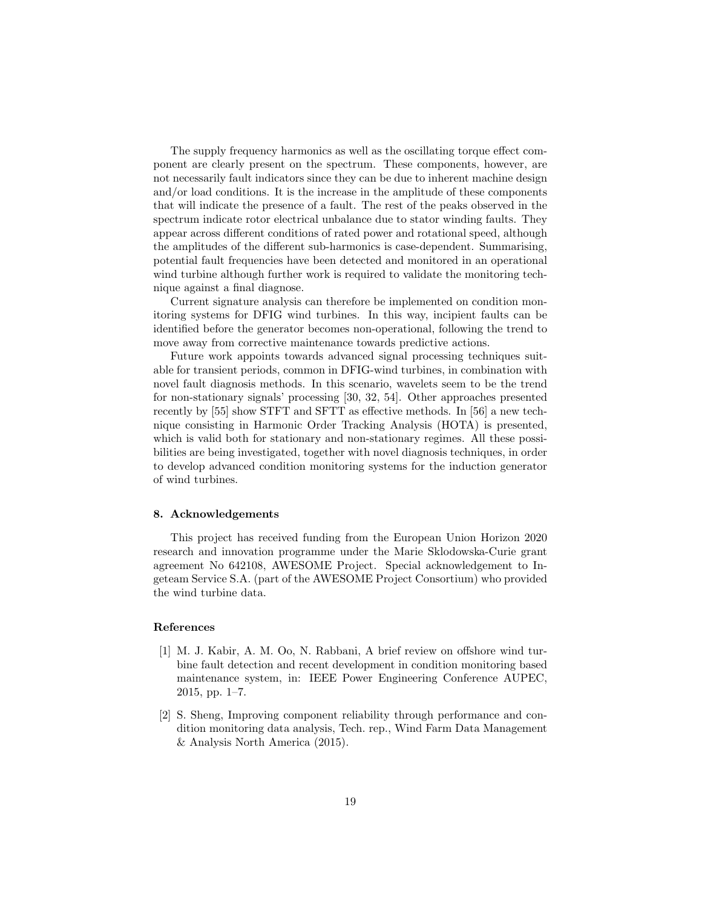The supply frequency harmonics as well as the oscillating torque effect component are clearly present on the spectrum. These components, however, are not necessarily fault indicators since they can be due to inherent machine design and/or load conditions. It is the increase in the amplitude of these components that will indicate the presence of a fault. The rest of the peaks observed in the spectrum indicate rotor electrical unbalance due to stator winding faults. They appear across different conditions of rated power and rotational speed, although the amplitudes of the different sub-harmonics is case-dependent. Summarising, potential fault frequencies have been detected and monitored in an operational wind turbine although further work is required to validate the monitoring technique against a final diagnose.

Current signature analysis can therefore be implemented on condition monitoring systems for DFIG wind turbines. In this way, incipient faults can be identified before the generator becomes non-operational, following the trend to move away from corrective maintenance towards predictive actions.

Future work appoints towards advanced signal processing techniques suitable for transient periods, common in DFIG-wind turbines, in combination with novel fault diagnosis methods. In this scenario, wavelets seem to be the trend for non-stationary signals' processing [30, 32, 54]. Other approaches presented recently by [55] show STFT and SFTT as effective methods. In [56] a new technique consisting in Harmonic Order Tracking Analysis (HOTA) is presented, which is valid both for stationary and non-stationary regimes. All these possibilities are being investigated, together with novel diagnosis techniques, in order to develop advanced condition monitoring systems for the induction generator of wind turbines.

## 8. Acknowledgements

This project has received funding from the European Union Horizon 2020 research and innovation programme under the Marie Sklodowska-Curie grant agreement No 642108, AWESOME Project. Special acknowledgement to Ingeteam Service S.A. (part of the AWESOME Project Consortium) who provided the wind turbine data.

## References

[1] M. J. Kabir, A. M. Oo, N. Rabbani, A brief review on offshore wind turbine fault detection and recent development in condition monitoring based maintenance system, in: IEEE Power Engineering Conference AUPEC, 2015, pp. 1–7.

[2] S. Sheng, Improving component reliability through performance and condition monitoring data analysis, Tech. rep., Wind Farm Data Management & Analysis North America (2015).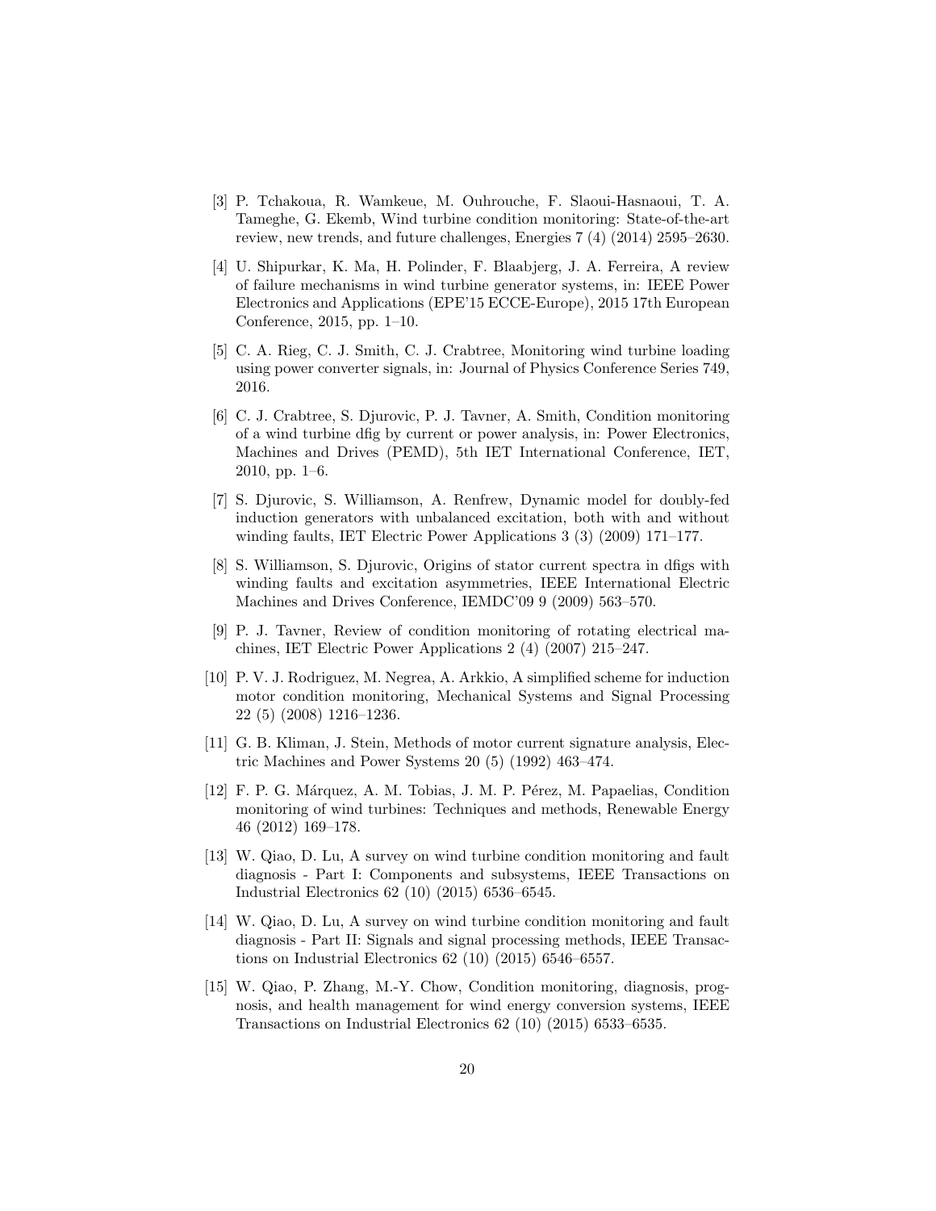[3] P. Tchakoua, R. Wamkeue, M. Ouhrouche, F. Slaoui-Hasnaoui, T. A. Tameghe, G. Ekemb, Wind turbine condition monitoring: State-of-the-art review, new trends, and future challenges, Energies 7 (4) (2014) 2595–2630.

[4] U. Shipurkar, K. Ma, H. Polinder, F. Blaabjerg, J. A. Ferreira, A review of failure mechanisms in wind turbine generator systems, in: IEEE Power Electronics and Applications (EPE'15 ECCE-Europe), 2015 17th European Conference, 2015, pp. 1–10.

[5] C. A. Rieg, C. J. Smith, C. J. Crabtree, Monitoring wind turbine loading using power converter signals, in: Journal of Physics Conference Series 749, 2016.

[6] C. J. Crabtree, S. Djurovic, P. J. Tavner, A. Smith, Condition monitoring of a wind turbine dfig by current or power analysis, in: Power Electronics, Machines and Drives (PEMD), 5th IET International Conference, IET, 2010, pp. 1–6.

[7] S. Djurovic, S. Williamson, A. Renfrew, Dynamic model for doubly-fed induction generators with unbalanced excitation, both with and without winding faults, IET Electric Power Applications 3 (3) (2009) 171–177.

[8] S. Williamson, S. Djurovic, Origins of stator current spectra in dfigs with winding faults and excitation asymmetries, IEEE International Electric Machines and Drives Conference, IEMDC'09 9 (2009) 563–570.

[9] P. J. Tavner, Review of condition monitoring of rotating electrical machines, IET Electric Power Applications 2 (4) (2007) 215–247.

[10] P. V. J. Rodriguez, M. Negrea, A. Arkkio, A simplified scheme for induction motor condition monitoring, Mechanical Systems and Signal Processing 22 (5) (2008) 1216–1236.

[11] G. B. Kliman, J. Stein, Methods of motor current signature analysis, Electric Machines and Power Systems 20 (5) (1992) 463–474.

[12] F. P. G. Márquez, A. M. Tobias, J. M. P. Pérez, M. Papaelias, Condition monitoring of wind turbines: Techniques and methods, Renewable Energy 46 (2012) 169–178.

[13] W. Qiao, D. Lu, A survey on wind turbine condition monitoring and fault diagnosis - Part I: Components and subsystems, IEEE Transactions on Industrial Electronics 62 (10) (2015) 6536–6545.

[14] W. Qiao, D. Lu, A survey on wind turbine condition monitoring and fault diagnosis - Part II: Signals and signal processing methods, IEEE Transactions on Industrial Electronics 62 (10) (2015) 6546–6557.

[15] W. Qiao, P. Zhang, M.-Y. Chow, Condition monitoring, diagnosis, prognosis, and health management for wind energy conversion systems, IEEE Transactions on Industrial Electronics 62 (10) (2015) 6533–6535.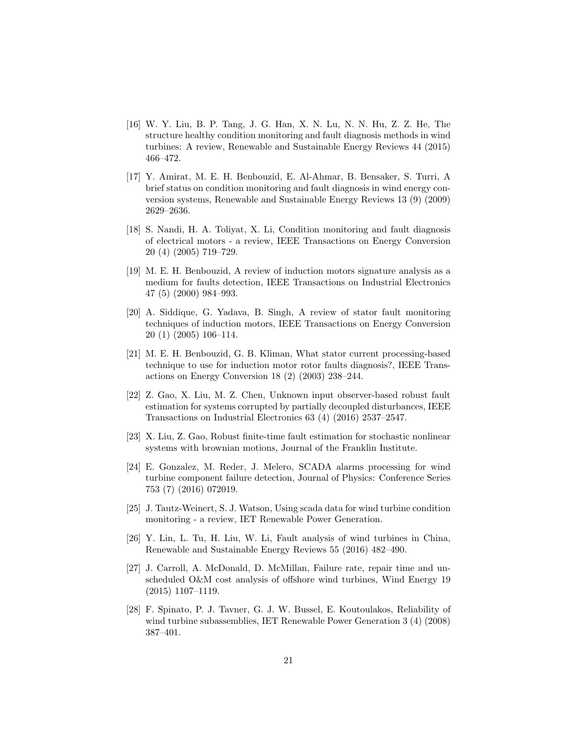[16] W. Y. Liu, B. P. Tang, J. G. Han, X. N. Lu, N. N. Hu, Z. Z. He, The structure healthy condition monitoring and fault diagnosis methods in wind turbines: A review, Renewable and Sustainable Energy Reviews 44 (2015) 466–472.

[17] Y. Amirat, M. E. H. Benbouzid, E. Al-Ahmar, B. Bensaker, S. Turri, A brief status on condition monitoring and fault diagnosis in wind energy conversion systems, Renewable and Sustainable Energy Reviews 13 (9) (2009) 2629–2636.

[18] S. Nandi, H. A. Toliyat, X. Li, Condition monitoring and fault diagnosis of electrical motors - a review, IEEE Transactions on Energy Conversion 20 (4) (2005) 719–729.

[19] M. E. H. Benbouzid, A review of induction motors signature analysis as a medium for faults detection, IEEE Transactions on Industrial Electronics 47 (5) (2000) 984–993.

[20] A. Siddique, G. Yadava, B. Singh, A review of stator fault monitoring techniques of induction motors, IEEE Transactions on Energy Conversion 20 (1) (2005) 106–114.

[21] M. E. H. Benbouzid, G. B. Kliman, What stator current processing-based technique to use for induction motor rotor faults diagnosis?, IEEE Transactions on Energy Conversion 18 (2) (2003) 238–244.

[22] Z. Gao, X. Liu, M. Z. Chen, Unknown input observer-based robust fault estimation for systems corrupted by partially decoupled disturbances, IEEE Transactions on Industrial Electronics 63 (4) (2016) 2537–2547.

[23] X. Liu, Z. Gao, Robust finite-time fault estimation for stochastic nonlinear systems with brownian motions, Journal of the Franklin Institute.

[24] E. Gonzalez, M. Reder, J. Melero, SCADA alarms processing for wind turbine component failure detection, Journal of Physics: Conference Series 753 (7) (2016) 072019.

[25] J. Tautz-Weinert, S. J. Watson, Using scada data for wind turbine condition monitoring - a review, IET Renewable Power Generation.

[26] Y. Lin, L. Tu, H. Liu, W. Li, Fault analysis of wind turbines in China, Renewable and Sustainable Energy Reviews 55 (2016) 482–490.

[27] J. Carroll, A. McDonald, D. McMillan, Failure rate, repair time and unscheduled O&M cost analysis of offshore wind turbines, Wind Energy 19 (2015) 1107–1119.

[28] F. Spinato, P. J. Tavner, G. J. W. Bussel, E. Koutoulakos, Reliability of wind turbine subassemblies, IET Renewable Power Generation 3 (4) (2008) 387–401.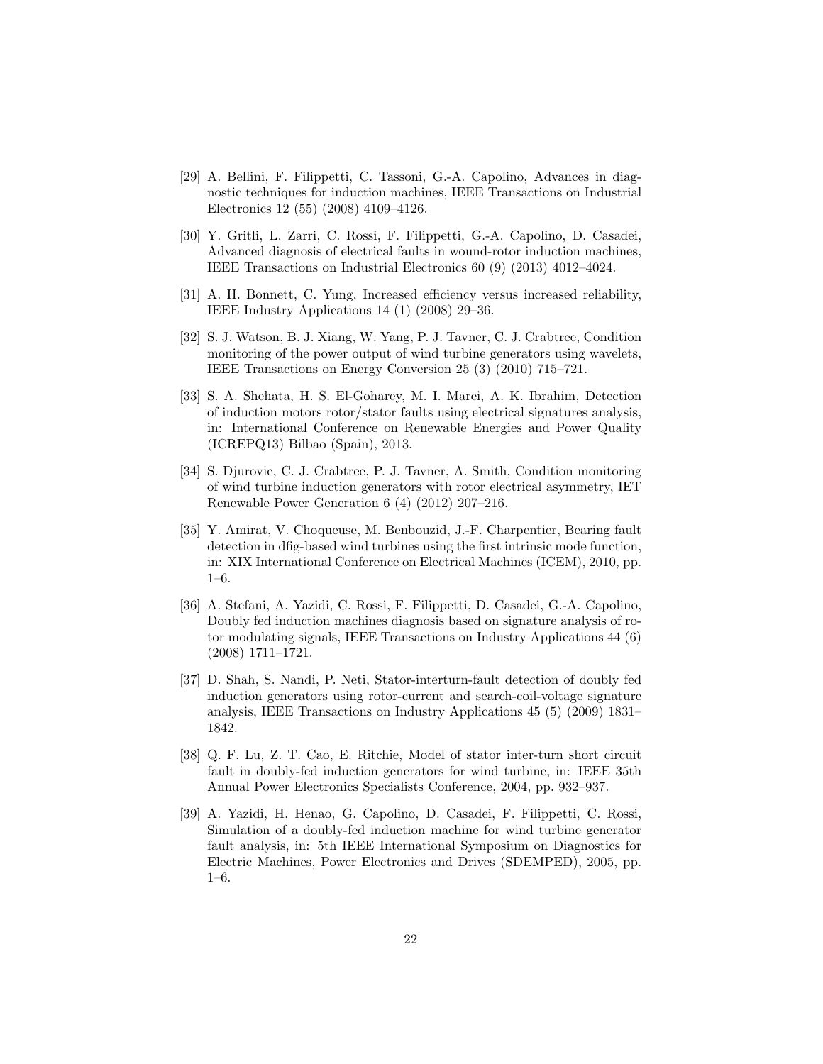[29] A. Bellini, F. Filippetti, C. Tassoni, G.-A. Capolino, Advances in diagnostic techniques for induction machines, IEEE Transactions on Industrial Electronics 12 (55) (2008) 4109–4126.

[30] Y. Gritli, L. Zarri, C. Rossi, F. Filippetti, G.-A. Capolino, D. Casadei, Advanced diagnosis of electrical faults in wound-rotor induction machines, IEEE Transactions on Industrial Electronics 60 (9) (2013) 4012–4024.

[31] A. H. Bonnett, C. Yung, Increased efficiency versus increased reliability, IEEE Industry Applications 14 (1) (2008) 29–36.

[32] S. J. Watson, B. J. Xiang, W. Yang, P. J. Tavner, C. J. Crabtree, Condition monitoring of the power output of wind turbine generators using wavelets, IEEE Transactions on Energy Conversion 25 (3) (2010) 715–721.

[33] S. A. Shehata, H. S. El-Goharey, M. I. Marei, A. K. Ibrahim, Detection of induction motors rotor/stator faults using electrical signatures analysis, in: International Conference on Renewable Energies and Power Quality (ICREPQ13) Bilbao (Spain), 2013.

[34] S. Djurovic, C. J. Crabtree, P. J. Tavner, A. Smith, Condition monitoring of wind turbine induction generators with rotor electrical asymmetry, IET Renewable Power Generation 6 (4) (2012) 207–216.

[35] Y. Amirat, V. Choqueuse, M. Benbouzid, J.-F. Charpentier, Bearing fault detection in dfig-based wind turbines using the first intrinsic mode function, in: XIX International Conference on Electrical Machines (ICEM), 2010, pp. 1–6.

[36] A. Stefani, A. Yazidi, C. Rossi, F. Filippetti, D. Casadei, G.-A. Capolino, Doubly fed induction machines diagnosis based on signature analysis of rotor modulating signals, IEEE Transactions on Industry Applications 44 (6) (2008) 1711–1721.

[37] D. Shah, S. Nandi, P. Neti, Stator-interturn-fault detection of doubly fed induction generators using rotor-current and search-coil-voltage signature analysis, IEEE Transactions on Industry Applications 45 (5) (2009) 1831–1842.

[38] Q. F. Lu, Z. T. Cao, E. Ritchie, Model of stator inter-turn short circuit fault in doubly-fed induction generators for wind turbine, in: IEEE 35th Annual Power Electronics Specialists Conference, 2004, pp. 932–937.

[39] A. Yazidi, H. Henao, G. Capolino, D. Casadei, F. Filippetti, C. Rossi, Simulation of a doubly-fed induction machine for wind turbine generator fault analysis, in: 5th IEEE International Symposium on Diagnostics for Electric Machines, Power Electronics and Drives (SDEMPED), 2005, pp. 1–6.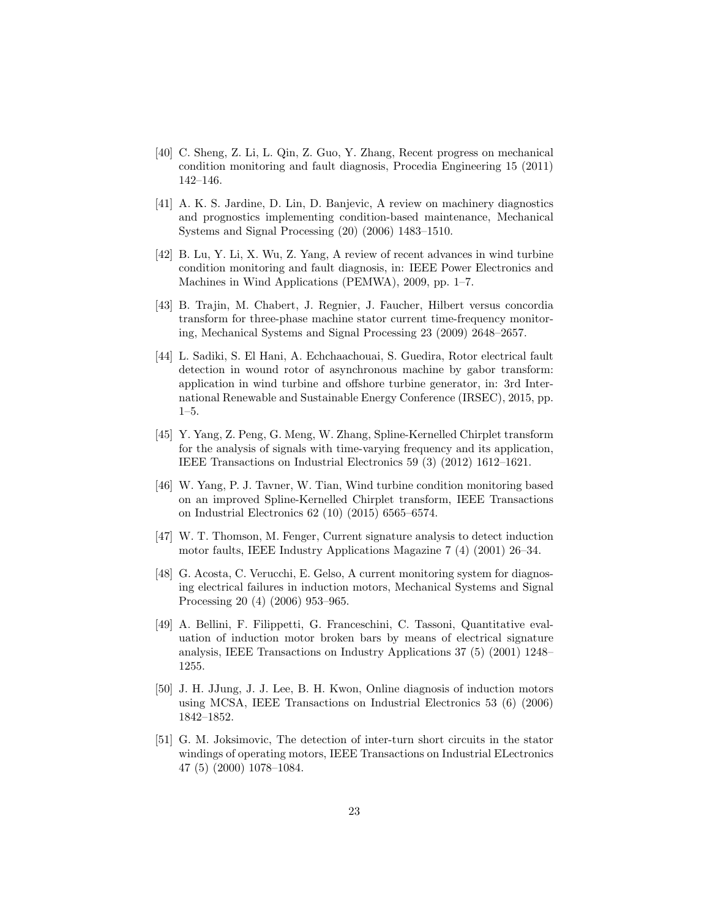[40] C. Sheng, Z. Li, L. Qin, Z. Guo, Y. Zhang, Recent progress on mechanical condition monitoring and fault diagnosis, Procedia Engineering 15 (2011) 142–146.

[41] A. K. S. Jardine, D. Lin, D. Banjevic, A review on machinery diagnostics and prognostics implementing condition-based maintenance, Mechanical Systems and Signal Processing (20) (2006) 1483–1510.

[42] B. Lu, Y. Li, X. Wu, Z. Yang, A review of recent advances in wind turbine condition monitoring and fault diagnosis, in: IEEE Power Electronics and Machines in Wind Applications (PEMWA), 2009, pp. 1–7.

[43] B. Trajin, M. Chabert, J. Regnier, J. Faucher, Hilbert versus concordia transform for three-phase machine stator current time-frequency monitoring, Mechanical Systems and Signal Processing 23 (2009) 2648–2657.

[44] L. Sadiki, S. El Hani, A. Echchaachouai, S. Guedira, Rotor electrical fault detection in wound rotor of asynchronous machine by gabor transform: application in wind turbine and offshore turbine generator, in: 3rd International Renewable and Sustainable Energy Conference (IRSEC), 2015, pp. 1–5.

[45] Y. Yang, Z. Peng, G. Meng, W. Zhang, Spline-Kernelled Chirplet transform for the analysis of signals with time-varying frequency and its application, IEEE Transactions on Industrial Electronics 59 (3) (2012) 1612–1621.

[46] W. Yang, P. J. Tavner, W. Tian, Wind turbine condition monitoring based on an improved Spline-Kernelled Chirplet transform, IEEE Transactions on Industrial Electronics 62 (10) (2015) 6565–6574.

[47] W. T. Thomson, M. Fenger, Current signature analysis to detect induction motor faults, IEEE Industry Applications Magazine 7 (4) (2001) 26–34.

[48] G. Acosta, C. Verucchi, E. Gelso, A current monitoring system for diagnosing electrical failures in induction motors, Mechanical Systems and Signal Processing 20 (4) (2006) 953–965.

[49] A. Bellini, F. Filippetti, G. Franceschini, C. Tassoni, Quantitative evaluation of induction motor broken bars by means of electrical signature analysis, IEEE Transactions on Industry Applications 37 (5) (2001) 1248–1255.

[50] J. H. JJung, J. J. Lee, B. H. Kwon, Online diagnosis of induction motors using MCSA, IEEE Transactions on Industrial Electronics 53 (6) (2006) 1842–1852.

[51] G. M. Joksimovic, The detection of inter-turn short circuits in the stator windings of operating motors, IEEE Transactions on Industrial ELectronics 47 (5) (2000) 1078–1084.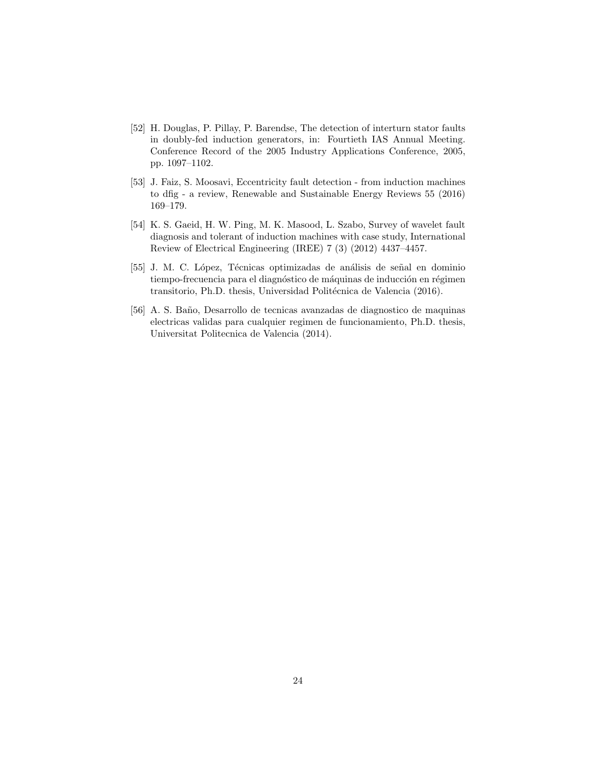[52] H. Douglas, P. Pillay, P. Barendse, The detection of interturn stator faults in doubly-fed induction generators, in: Fourtieth IAS Annual Meeting. Conference Record of the 2005 Industry Applications Conference, 2005, pp. 1097–1102.

[53] J. Faiz, S. Moosavi, Eccentricity fault detection - from induction machines to dfig - a review, Renewable and Sustainable Energy Reviews 55 (2016) 169–179.

[54] K. S. Gaeid, H. W. Ping, M. K. Masood, L. Szabo, Survey of wavelet fault diagnosis and tolerant of induction machines with case study, International Review of Electrical Engineering (IREE) 7 (3) (2012) 4437–4457.

[55] J. M. C. López, Técnicas optimizadas de análisis de señal en dominio tiempo-frecuencia para el diagnóstico de máquinas de inducción en régimen transitorio, Ph.D. thesis, Universidad Politécnica de Valencia (2016).

[56] A. S. Baño, Desarrollo de tecnicas avanzadas de diagnostico de maquinas electricas validas para cualquier regimen de funcionamiento, Ph.D. thesis, Universitat Politecnica de Valencia (2014).